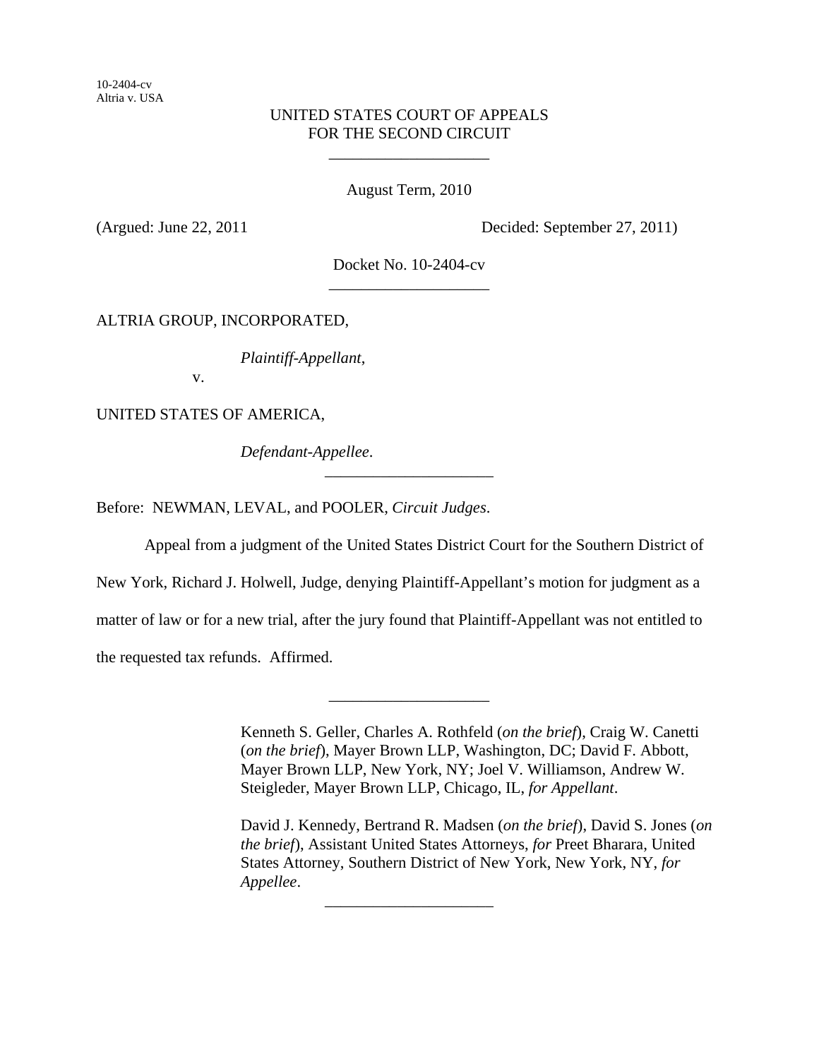10-2404-cv
Altria v. USA

UNITED STATES COURT OF APPEALS
FOR THE SECOND CIRCUIT

\_\_\_\_\_\_\_\_\_\_\_\_\_\_\_\_\_\_\_\_

August Term, 2010

(Argued: June 22, 2011 Decided: September 27, 2011)

Docket No. 10-2404-cv

\_\_\_\_\_\_\_\_\_\_\_\_\_\_\_\_\_\_\_\_

ALTRIA GROUP, INCORPORATED,

*Plaintiff-Appellant*,

v.

UNITED STATES OF AMERICA,

*Defendant-Appellee*.

\_\_\_\_\_\_\_\_\_\_\_\_\_\_\_\_\_\_\_\_

Before: NEWMAN, LEVAL, and POOLER, *Circuit Judges*.

Appeal from a judgment of the United States District Court for the Southern District of New York, Richard J. Holwell, Judge, denying Plaintiff-Appellant's motion for judgment as a matter of law or for a new trial, after the jury found that Plaintiff-Appellant was not entitled to the requested tax refunds. Affirmed.

\_\_\_\_\_\_\_\_\_\_\_\_\_\_\_\_\_\_\_\_

Kenneth S. Geller, Charles A. Rothfeld (*on the brief*), Craig W. Canetti (*on the brief*), Mayer Brown LLP, Washington, DC; David F. Abbott, Mayer Brown LLP, New York, NY; Joel V. Williamson, Andrew W. Steigleder, Mayer Brown LLP, Chicago, IL, *for Appellant*.

David J. Kennedy, Bertrand R. Madsen (*on the brief*), David S. Jones (*on the brief*), Assistant United States Attorneys, *for* Preet Bharara, United States Attorney, Southern District of New York, New York, NY, *for Appellee*.

\_\_\_\_\_\_\_\_\_\_\_\_\_\_\_\_\_\_\_\_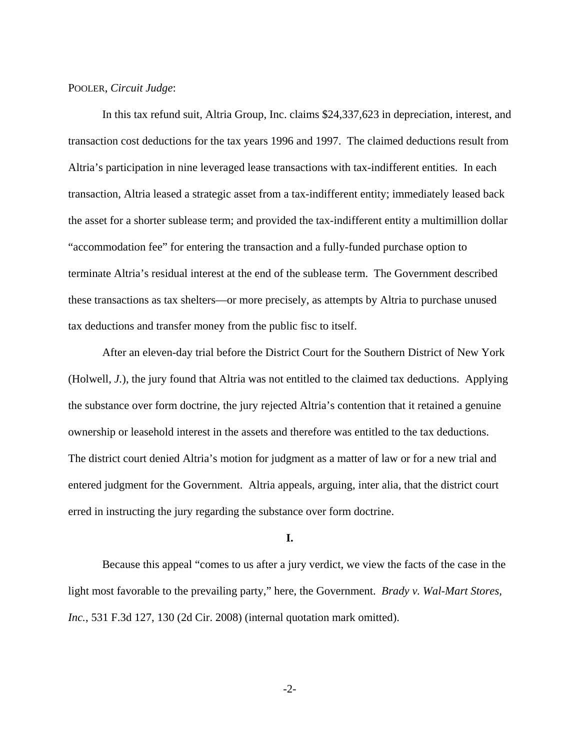POOLER, *Circuit Judge*:

In this tax refund suit, Altria Group, Inc. claims $24,337,623 in depreciation, interest, and transaction cost deductions for the tax years 1996 and 1997. The claimed deductions result from Altria's participation in nine leveraged lease transactions with tax-indifferent entities. In each transaction, Altria leased a strategic asset from a tax-indifferent entity; immediately leased back the asset for a shorter sublease term; and provided the tax-indifferent entity a multimillion dollar "accommodation fee" for entering the transaction and a fully-funded purchase option to terminate Altria's residual interest at the end of the sublease term. The Government described these transactions as tax shelters—or more precisely, as attempts by Altria to purchase unused tax deductions and transfer money from the public fisc to itself.

After an eleven-day trial before the District Court for the Southern District of New York (Holwell, *J.*), the jury found that Altria was not entitled to the claimed tax deductions. Applying the substance over form doctrine, the jury rejected Altria's contention that it retained a genuine ownership or leasehold interest in the assets and therefore was entitled to the tax deductions. The district court denied Altria's motion for judgment as a matter of law or for a new trial and entered judgment for the Government. Altria appeals, arguing, inter alia, that the district court erred in instructing the jury regarding the substance over form doctrine.

**I.**

Because this appeal "comes to us after a jury verdict, we view the facts of the case in the light most favorable to the prevailing party," here, the Government. *Brady v. Wal-Mart Stores, Inc.*, 531 F.3d 127, 130 (2d Cir. 2008) (internal quotation mark omitted).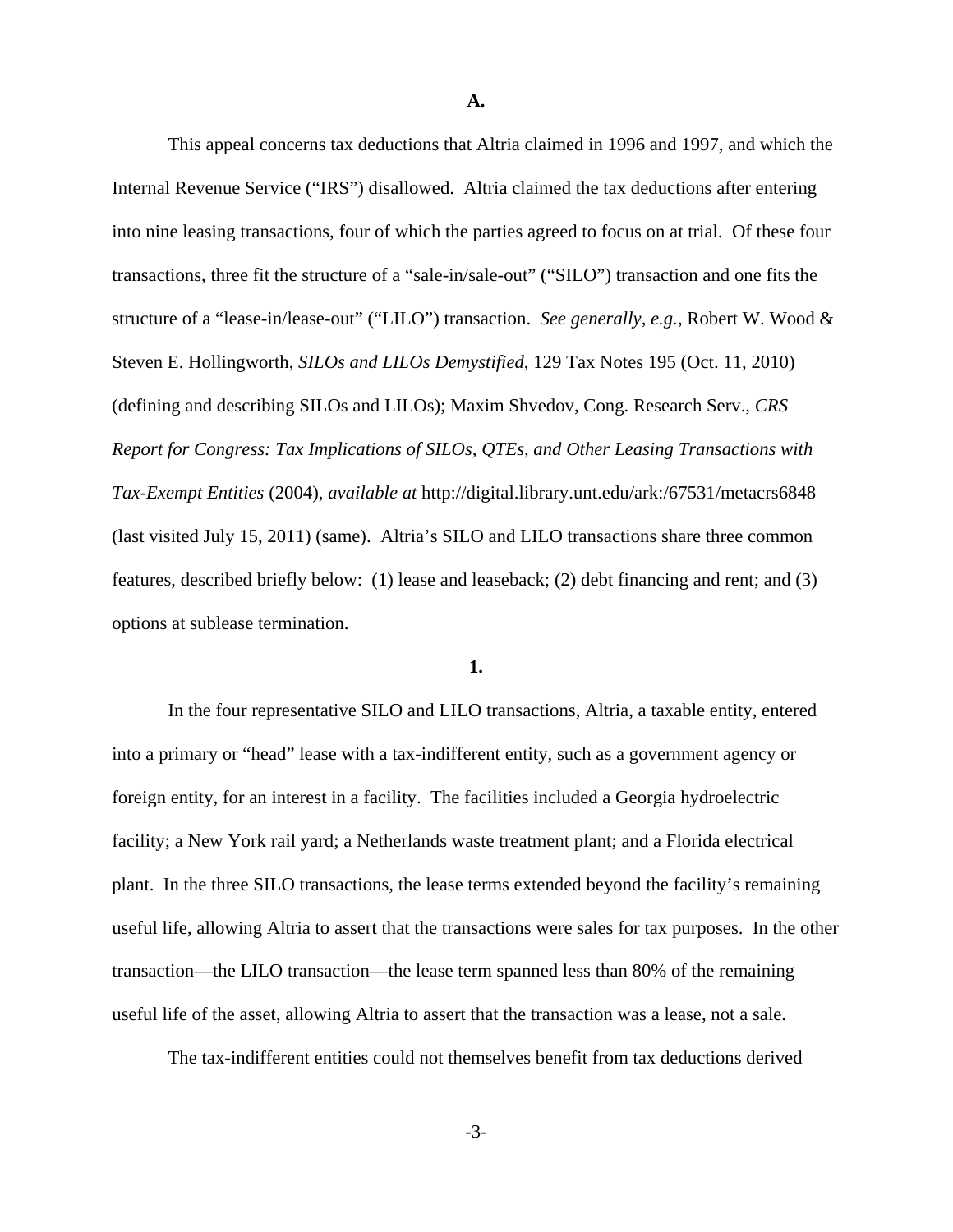**A.**

This appeal concerns tax deductions that Altria claimed in 1996 and 1997, and which the Internal Revenue Service ("IRS") disallowed. Altria claimed the tax deductions after entering into nine leasing transactions, four of which the parties agreed to focus on at trial. Of these four transactions, three fit the structure of a "sale-in/sale-out" ("SILO") transaction and one fits the structure of a "lease-in/lease-out" ("LILO") transaction. *See generally, e.g.*, Robert W. Wood & Steven E. Hollingworth, *SILOs and LILOs Demystified*, 129 Tax Notes 195 (Oct. 11, 2010) (defining and describing SILOs and LILOs); Maxim Shvedov, Cong. Research Serv., *CRS Report for Congress: Tax Implications of SILOs, QTEs, and Other Leasing Transactions with Tax-Exempt Entities* (2004), *available at* http://digital.library.unt.edu/ark:/67531/metacrs6848 (last visited July 15, 2011) (same). Altria's SILO and LILO transactions share three common features, described briefly below: (1) lease and leaseback; (2) debt financing and rent; and (3) options at sublease termination.

**1.**

In the four representative SILO and LILO transactions, Altria, a taxable entity, entered into a primary or "head" lease with a tax-indifferent entity, such as a government agency or foreign entity, for an interest in a facility. The facilities included a Georgia hydroelectric facility; a New York rail yard; a Netherlands waste treatment plant; and a Florida electrical plant. In the three SILO transactions, the lease terms extended beyond the facility's remaining useful life, allowing Altria to assert that the transactions were sales for tax purposes. In the other transaction—the LILO transaction—the lease term spanned less than 80% of the remaining useful life of the asset, allowing Altria to assert that the transaction was a lease, not a sale.

The tax-indifferent entities could not themselves benefit from tax deductions derived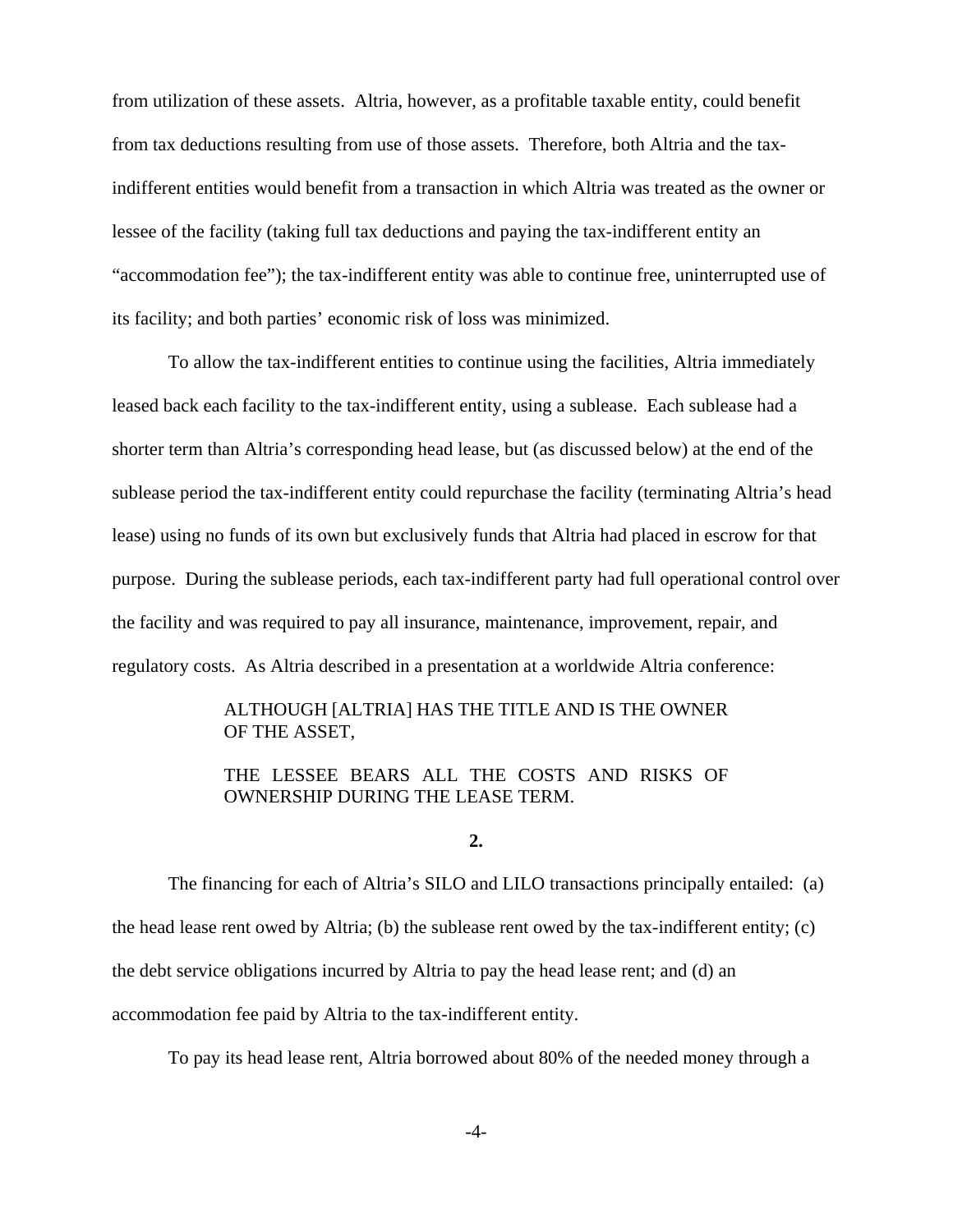from utilization of these assets. Altria, however, as a profitable taxable entity, could benefit from tax deductions resulting from use of those assets. Therefore, both Altria and the tax-indifferent entities would benefit from a transaction in which Altria was treated as the owner or lessee of the facility (taking full tax deductions and paying the tax-indifferent entity an "accommodation fee"); the tax-indifferent entity was able to continue free, uninterrupted use of its facility; and both parties' economic risk of loss was minimized.

To allow the tax-indifferent entities to continue using the facilities, Altria immediately leased back each facility to the tax-indifferent entity, using a sublease. Each sublease had a shorter term than Altria's corresponding head lease, but (as discussed below) at the end of the sublease period the tax-indifferent entity could repurchase the facility (terminating Altria's head lease) using no funds of its own but exclusively funds that Altria had placed in escrow for that purpose. During the sublease periods, each tax-indifferent party had full operational control over the facility and was required to pay all insurance, maintenance, improvement, repair, and regulatory costs. As Altria described in a presentation at a worldwide Altria conference:

> ALTHOUGH [ALTRIA] HAS THE TITLE AND IS THE OWNER OF THE ASSET,
>
> THE LESSEE BEARS ALL THE COSTS AND RISKS OF OWNERSHIP DURING THE LEASE TERM.

**2.**

The financing for each of Altria's SILO and LILO transactions principally entailed: (a) the head lease rent owed by Altria; (b) the sublease rent owed by the tax-indifferent entity; (c) the debt service obligations incurred by Altria to pay the head lease rent; and (d) an accommodation fee paid by Altria to the tax-indifferent entity.

To pay its head lease rent, Altria borrowed about 80% of the needed money through a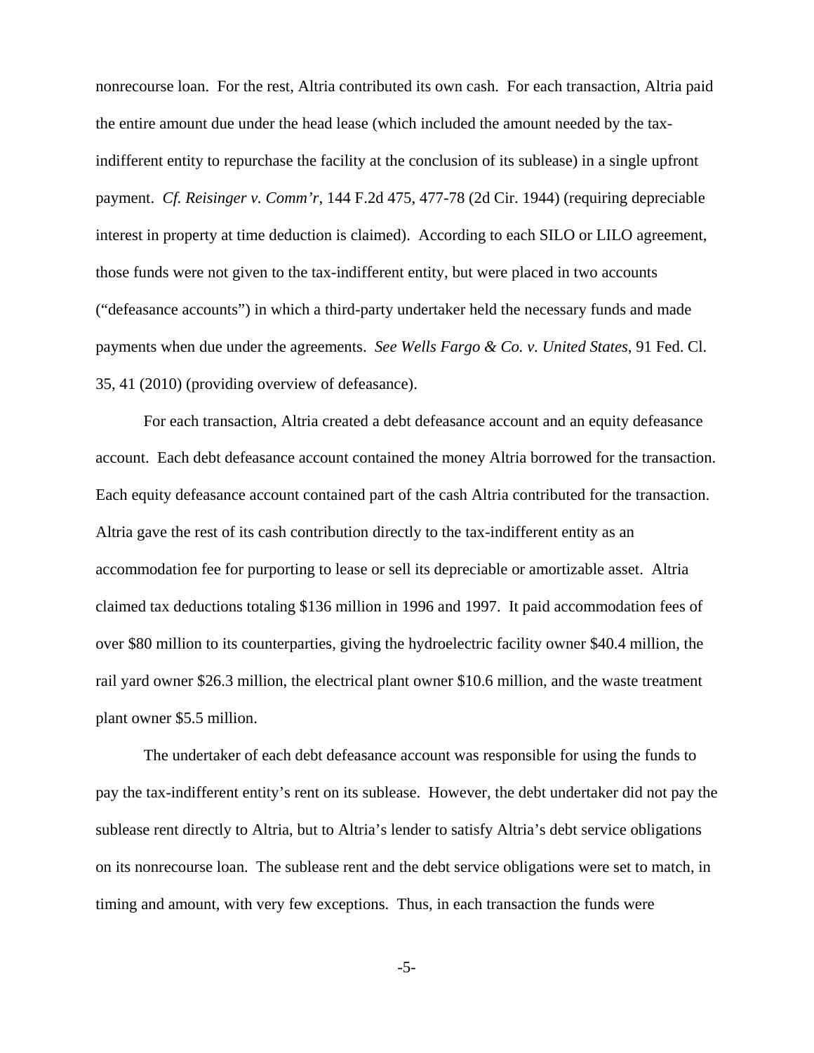nonrecourse loan. For the rest, Altria contributed its own cash. For each transaction, Altria paid the entire amount due under the head lease (which included the amount needed by the tax-indifferent entity to repurchase the facility at the conclusion of its sublease) in a single upfront payment. *Cf. Reisinger v. Comm'r*, 144 F.2d 475, 477-78 (2d Cir. 1944) (requiring depreciable interest in property at time deduction is claimed). According to each SILO or LILO agreement, those funds were not given to the tax-indifferent entity, but were placed in two accounts ("defeasance accounts") in which a third-party undertaker held the necessary funds and made payments when due under the agreements. *See Wells Fargo & Co. v. United States*, 91 Fed. Cl. 35, 41 (2010) (providing overview of defeasance).

For each transaction, Altria created a debt defeasance account and an equity defeasance account. Each debt defeasance account contained the money Altria borrowed for the transaction. Each equity defeasance account contained part of the cash Altria contributed for the transaction. Altria gave the rest of its cash contribution directly to the tax-indifferent entity as an accommodation fee for purporting to lease or sell its depreciable or amortizable asset. Altria claimed tax deductions totaling $136 million in 1996 and 1997. It paid accommodation fees of over $80 million to its counterparties, giving the hydroelectric facility owner $40.4 million, the rail yard owner $26.3 million, the electrical plant owner $10.6 million, and the waste treatment plant owner $5.5 million.

The undertaker of each debt defeasance account was responsible for using the funds to pay the tax-indifferent entity's rent on its sublease. However, the debt undertaker did not pay the sublease rent directly to Altria, but to Altria's lender to satisfy Altria's debt service obligations on its nonrecourse loan. The sublease rent and the debt service obligations were set to match, in timing and amount, with very few exceptions. Thus, in each transaction the funds were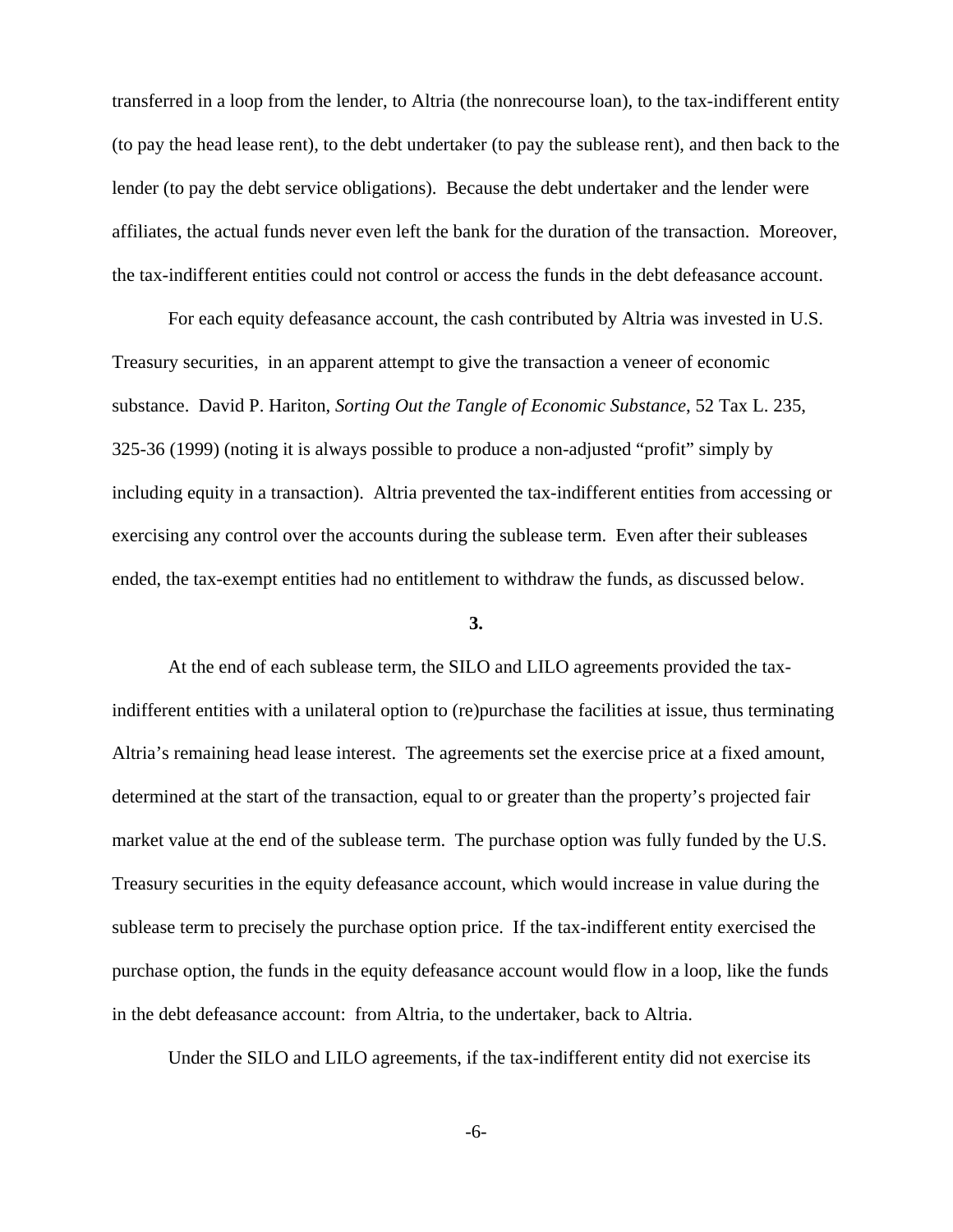transferred in a loop from the lender, to Altria (the nonrecourse loan), to the tax-indifferent entity (to pay the head lease rent), to the debt undertaker (to pay the sublease rent), and then back to the lender (to pay the debt service obligations). Because the debt undertaker and the lender were affiliates, the actual funds never even left the bank for the duration of the transaction. Moreover, the tax-indifferent entities could not control or access the funds in the debt defeasance account.

For each equity defeasance account, the cash contributed by Altria was invested in U.S. Treasury securities, in an apparent attempt to give the transaction a veneer of economic substance. David P. Hariton, *Sorting Out the Tangle of Economic Substance*, 52 Tax L. 235, 325-36 (1999) (noting it is always possible to produce a non-adjusted "profit" simply by including equity in a transaction). Altria prevented the tax-indifferent entities from accessing or exercising any control over the accounts during the sublease term. Even after their subleases ended, the tax-exempt entities had no entitlement to withdraw the funds, as discussed below.

**3.**

At the end of each sublease term, the SILO and LILO agreements provided the tax-indifferent entities with a unilateral option to (re)purchase the facilities at issue, thus terminating Altria's remaining head lease interest. The agreements set the exercise price at a fixed amount, determined at the start of the transaction, equal to or greater than the property's projected fair market value at the end of the sublease term. The purchase option was fully funded by the U.S. Treasury securities in the equity defeasance account, which would increase in value during the sublease term to precisely the purchase option price. If the tax-indifferent entity exercised the purchase option, the funds in the equity defeasance account would flow in a loop, like the funds in the debt defeasance account: from Altria, to the undertaker, back to Altria.

Under the SILO and LILO agreements, if the tax-indifferent entity did not exercise its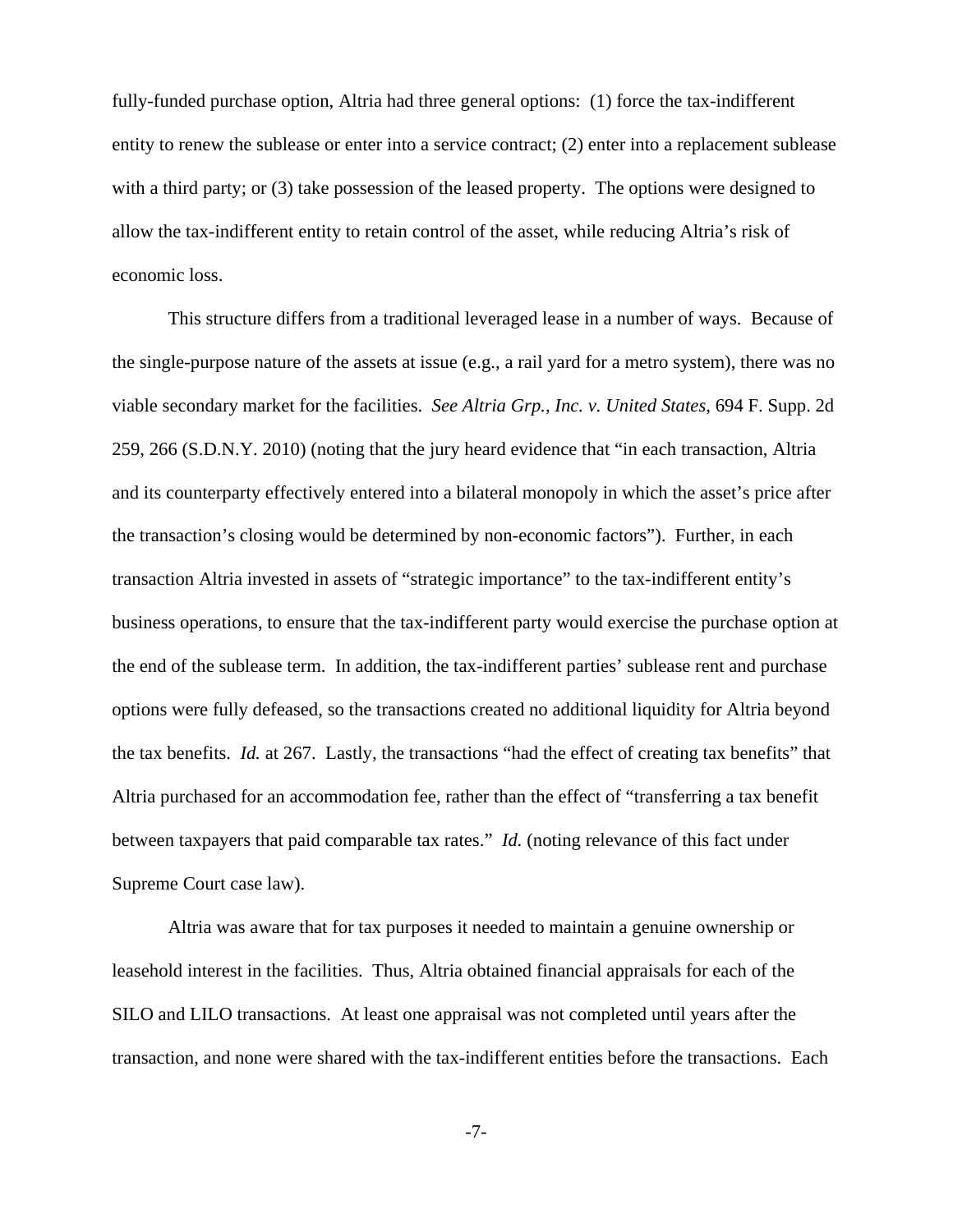fully-funded purchase option, Altria had three general options: (1) force the tax-indifferent entity to renew the sublease or enter into a service contract; (2) enter into a replacement sublease with a third party; or (3) take possession of the leased property. The options were designed to allow the tax-indifferent entity to retain control of the asset, while reducing Altria's risk of economic loss.

This structure differs from a traditional leveraged lease in a number of ways. Because of the single-purpose nature of the assets at issue (e.g., a rail yard for a metro system), there was no viable secondary market for the facilities. *See Altria Grp., Inc. v. United States*, 694 F. Supp. 2d 259, 266 (S.D.N.Y. 2010) (noting that the jury heard evidence that "in each transaction, Altria and its counterparty effectively entered into a bilateral monopoly in which the asset's price after the transaction's closing would be determined by non-economic factors"). Further, in each transaction Altria invested in assets of "strategic importance" to the tax-indifferent entity's business operations, to ensure that the tax-indifferent party would exercise the purchase option at the end of the sublease term. In addition, the tax-indifferent parties' sublease rent and purchase options were fully defeased, so the transactions created no additional liquidity for Altria beyond the tax benefits. *Id.* at 267. Lastly, the transactions "had the effect of creating tax benefits" that Altria purchased for an accommodation fee, rather than the effect of "transferring a tax benefit between taxpayers that paid comparable tax rates." *Id.* (noting relevance of this fact under Supreme Court case law).

Altria was aware that for tax purposes it needed to maintain a genuine ownership or leasehold interest in the facilities. Thus, Altria obtained financial appraisals for each of the SILO and LILO transactions. At least one appraisal was not completed until years after the transaction, and none were shared with the tax-indifferent entities before the transactions. Each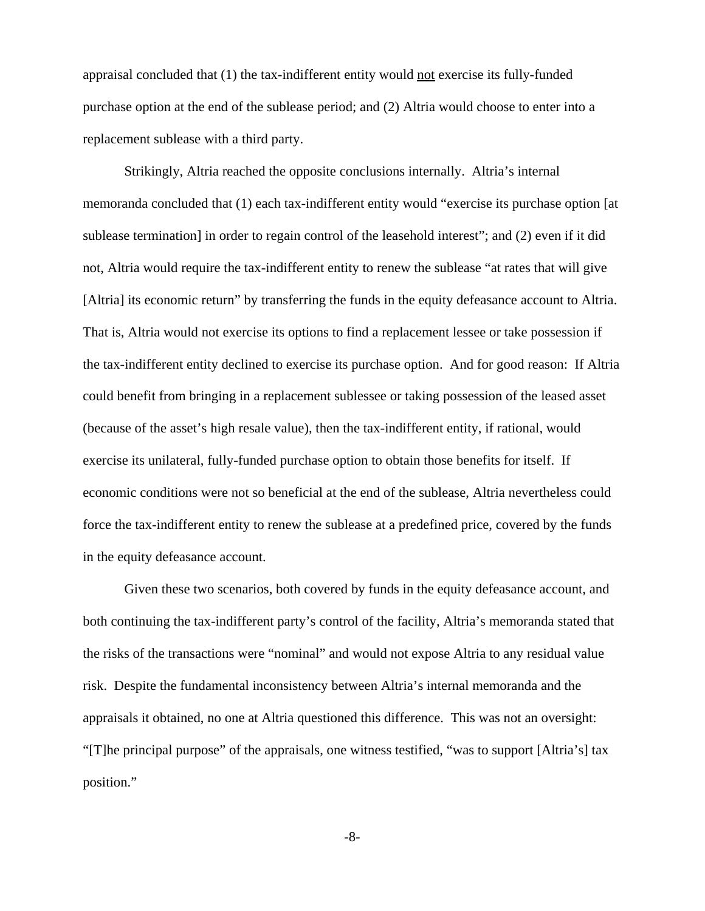appraisal concluded that (1) the tax-indifferent entity would <u>not</u> exercise its fully-funded purchase option at the end of the sublease period; and (2) Altria would choose to enter into a replacement sublease with a third party.

Strikingly, Altria reached the opposite conclusions internally. Altria's internal memoranda concluded that (1) each tax-indifferent entity would "exercise its purchase option [at sublease termination] in order to regain control of the leasehold interest"; and (2) even if it did not, Altria would require the tax-indifferent entity to renew the sublease "at rates that will give [Altria] its economic return" by transferring the funds in the equity defeasance account to Altria. That is, Altria would not exercise its options to find a replacement lessee or take possession if the tax-indifferent entity declined to exercise its purchase option. And for good reason: If Altria could benefit from bringing in a replacement sublessee or taking possession of the leased asset (because of the asset's high resale value), then the tax-indifferent entity, if rational, would exercise its unilateral, fully-funded purchase option to obtain those benefits for itself. If economic conditions were not so beneficial at the end of the sublease, Altria nevertheless could force the tax-indifferent entity to renew the sublease at a predefined price, covered by the funds in the equity defeasance account.

Given these two scenarios, both covered by funds in the equity defeasance account, and both continuing the tax-indifferent party's control of the facility, Altria's memoranda stated that the risks of the transactions were "nominal" and would not expose Altria to any residual value risk. Despite the fundamental inconsistency between Altria's internal memoranda and the appraisals it obtained, no one at Altria questioned this difference. This was not an oversight: "[T]he principal purpose" of the appraisals, one witness testified, "was to support [Altria's] tax position."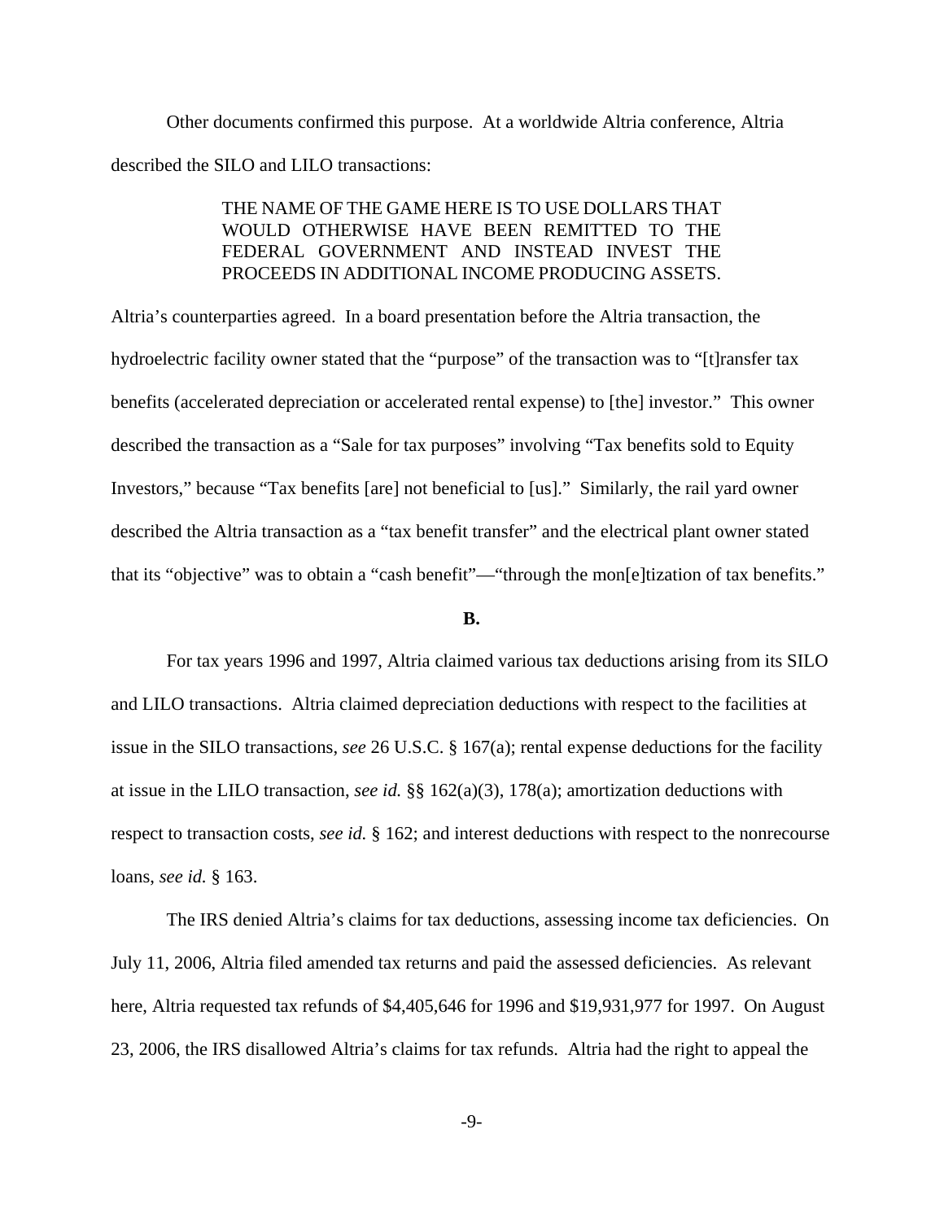Other documents confirmed this purpose. At a worldwide Altria conference, Altria described the SILO and LILO transactions:

> THE NAME OF THE GAME HERE IS TO USE DOLLARS THAT WOULD OTHERWISE HAVE BEEN REMITTED TO THE FEDERAL GOVERNMENT AND INSTEAD INVEST THE PROCEEDS IN ADDITIONAL INCOME PRODUCING ASSETS.

Altria's counterparties agreed. In a board presentation before the Altria transaction, the hydroelectric facility owner stated that the "purpose" of the transaction was to "[t]ransfer tax benefits (accelerated depreciation or accelerated rental expense) to [the] investor." This owner described the transaction as a "Sale for tax purposes" involving "Tax benefits sold to Equity Investors," because "Tax benefits [are] not beneficial to [us]." Similarly, the rail yard owner described the Altria transaction as a "tax benefit transfer" and the electrical plant owner stated that its "objective" was to obtain a "cash benefit"—"through the mon[e]tization of tax benefits."

**B.**

For tax years 1996 and 1997, Altria claimed various tax deductions arising from its SILO and LILO transactions. Altria claimed depreciation deductions with respect to the facilities at issue in the SILO transactions, *see* 26 U.S.C. § 167(a); rental expense deductions for the facility at issue in the LILO transaction, *see id.* §§ 162(a)(3), 178(a); amortization deductions with respect to transaction costs, *see id.* § 162; and interest deductions with respect to the nonrecourse loans, *see id.* § 163.

The IRS denied Altria's claims for tax deductions, assessing income tax deficiencies. On July 11, 2006, Altria filed amended tax returns and paid the assessed deficiencies. As relevant here, Altria requested tax refunds of $4,405,646 for 1996 and $19,931,977 for 1997. On August 23, 2006, the IRS disallowed Altria's claims for tax refunds. Altria had the right to appeal the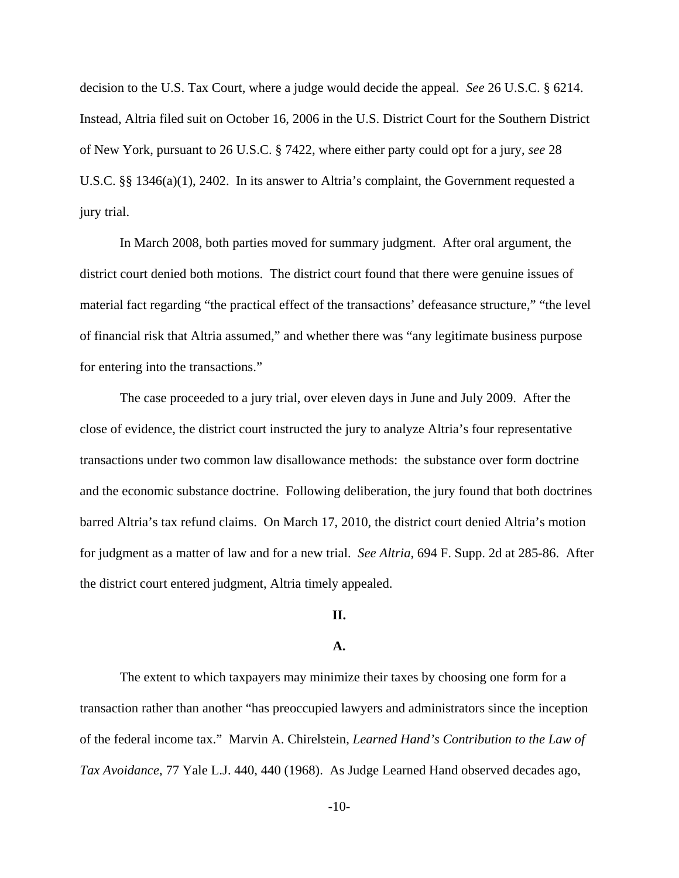decision to the U.S. Tax Court, where a judge would decide the appeal. *See* 26 U.S.C. § 6214. Instead, Altria filed suit on October 16, 2006 in the U.S. District Court for the Southern District of New York, pursuant to 26 U.S.C. § 7422, where either party could opt for a jury, *see* 28 U.S.C. §§ 1346(a)(1), 2402. In its answer to Altria's complaint, the Government requested a jury trial.

In March 2008, both parties moved for summary judgment. After oral argument, the district court denied both motions. The district court found that there were genuine issues of material fact regarding "the practical effect of the transactions' defeasance structure," "the level of financial risk that Altria assumed," and whether there was "any legitimate business purpose for entering into the transactions."

The case proceeded to a jury trial, over eleven days in June and July 2009. After the close of evidence, the district court instructed the jury to analyze Altria's four representative transactions under two common law disallowance methods: the substance over form doctrine and the economic substance doctrine. Following deliberation, the jury found that both doctrines barred Altria's tax refund claims. On March 17, 2010, the district court denied Altria's motion for judgment as a matter of law and for a new trial. *See Altria*, 694 F. Supp. 2d at 285-86. After the district court entered judgment, Altria timely appealed.

## II.

### A.

The extent to which taxpayers may minimize their taxes by choosing one form for a transaction rather than another "has preoccupied lawyers and administrators since the inception of the federal income tax." Marvin A. Chirelstein, *Learned Hand's Contribution to the Law of Tax Avoidance*, 77 Yale L.J. 440, 440 (1968). As Judge Learned Hand observed decades ago,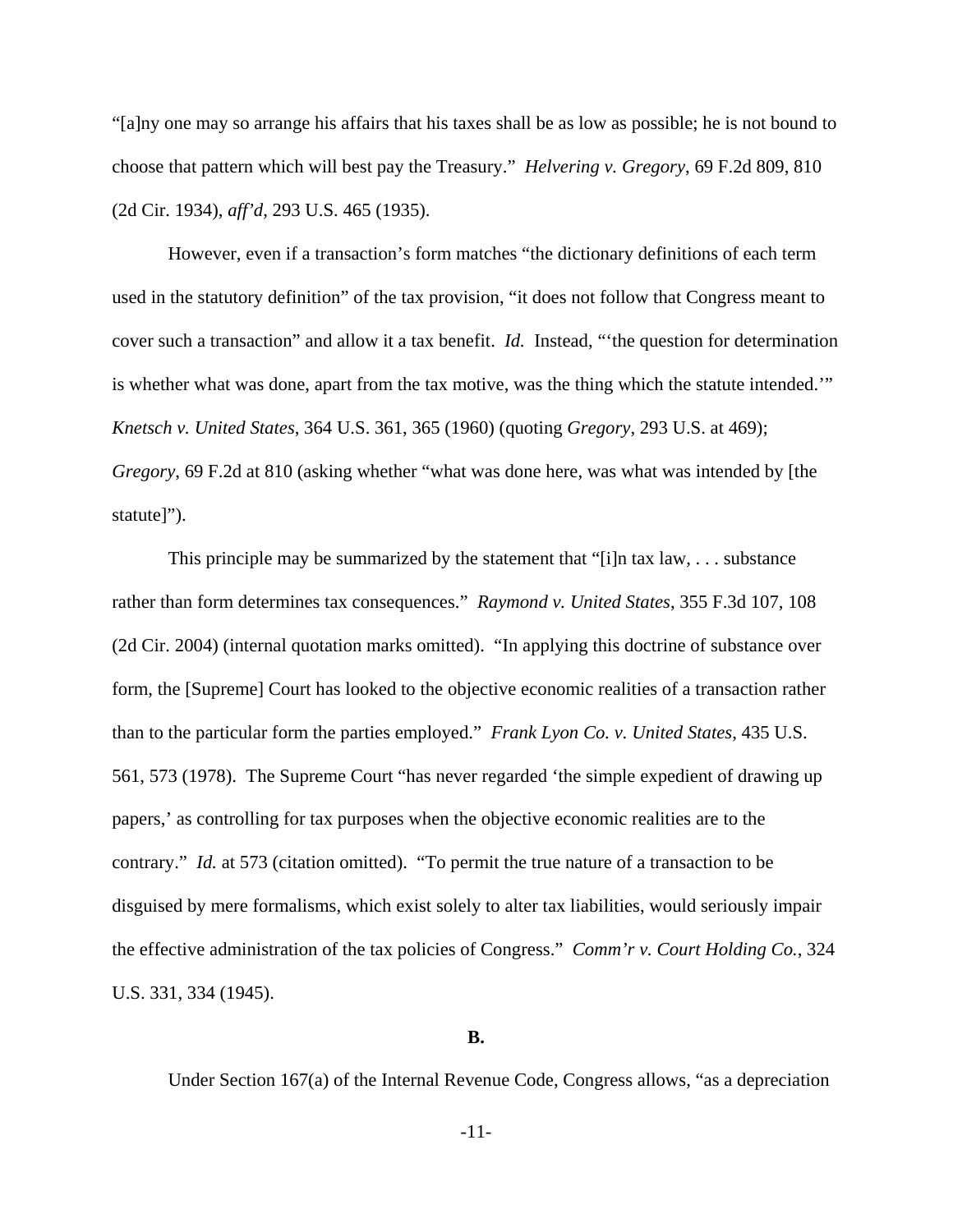"[a]ny one may so arrange his affairs that his taxes shall be as low as possible; he is not bound to choose that pattern which will best pay the Treasury." *Helvering v. Gregory*, 69 F.2d 809, 810 (2d Cir. 1934), *aff'd*, 293 U.S. 465 (1935).

However, even if a transaction's form matches "the dictionary definitions of each term used in the statutory definition" of the tax provision, "it does not follow that Congress meant to cover such a transaction" and allow it a tax benefit. *Id.* Instead, "'the question for determination is whether what was done, apart from the tax motive, was the thing which the statute intended.'" *Knetsch v. United States*, 364 U.S. 361, 365 (1960) (quoting *Gregory*, 293 U.S. at 469); *Gregory*, 69 F.2d at 810 (asking whether "what was done here, was what was intended by [the statute]").

This principle may be summarized by the statement that "[i]n tax law, . . . substance rather than form determines tax consequences." *Raymond v. United States*, 355 F.3d 107, 108 (2d Cir. 2004) (internal quotation marks omitted). "In applying this doctrine of substance over form, the [Supreme] Court has looked to the objective economic realities of a transaction rather than to the particular form the parties employed." *Frank Lyon Co. v. United States*, 435 U.S. 561, 573 (1978). The Supreme Court "has never regarded 'the simple expedient of drawing up papers,' as controlling for tax purposes when the objective economic realities are to the contrary." *Id.* at 573 (citation omitted). "To permit the true nature of a transaction to be disguised by mere formalisms, which exist solely to alter tax liabilities, would seriously impair the effective administration of the tax policies of Congress." *Comm'r v. Court Holding Co.*, 324 U.S. 331, 334 (1945).

**B.**

Under Section 167(a) of the Internal Revenue Code, Congress allows, "as a depreciation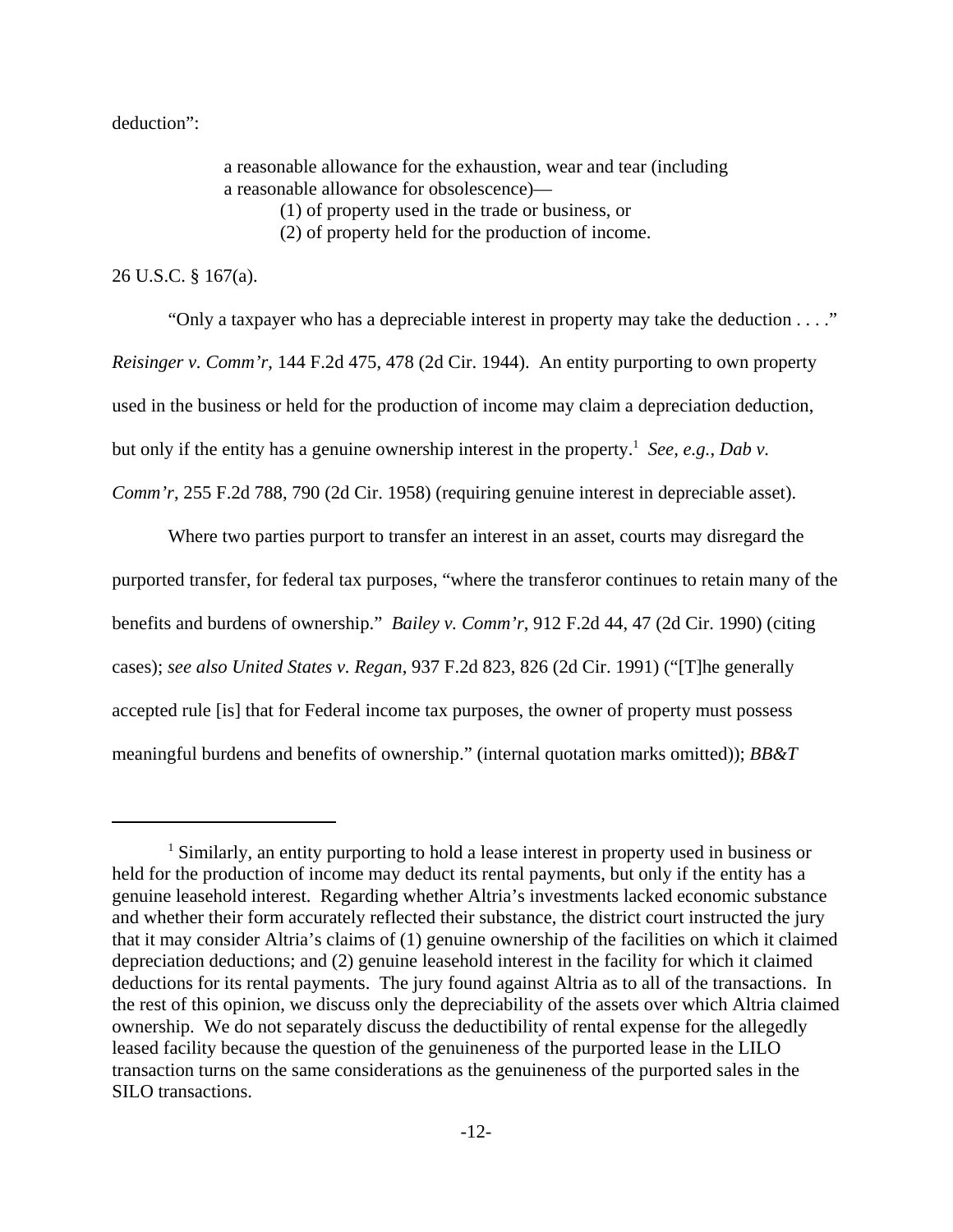deduction":

> a reasonable allowance for the exhaustion, wear and tear (including a reasonable allowance for obsolescence)—
>
> (1) of property used in the trade or business, or
>
> (2) of property held for the production of income.

26 U.S.C. § 167(a).

"Only a taxpayer who has a depreciable interest in property may take the deduction . . . ." *Reisinger v. Comm'r*, 144 F.2d 475, 478 (2d Cir. 1944). An entity purporting to own property used in the business or held for the production of income may claim a depreciation deduction, but only if the entity has a genuine ownership interest in the property.[1] *See, e.g.*, *Dab v. Comm'r*, 255 F.2d 788, 790 (2d Cir. 1958) (requiring genuine interest in depreciable asset).

Where two parties purport to transfer an interest in an asset, courts may disregard the purported transfer, for federal tax purposes, "where the transferor continues to retain many of the benefits and burdens of ownership." *Bailey v. Comm'r*, 912 F.2d 44, 47 (2d Cir. 1990) (citing cases); *see also United States v. Regan*, 937 F.2d 823, 826 (2d Cir. 1991) ("[T]he generally accepted rule [is] that for Federal income tax purposes, the owner of property must possess meaningful burdens and benefits of ownership." (internal quotation marks omitted)); *BB&T*

---

[1] Similarly, an entity purporting to hold a lease interest in property used in business or held for the production of income may deduct its rental payments, but only if the entity has a genuine leasehold interest. Regarding whether Altria's investments lacked economic substance and whether their form accurately reflected their substance, the district court instructed the jury that it may consider Altria's claims of (1) genuine ownership of the facilities on which it claimed depreciation deductions; and (2) genuine leasehold interest in the facility for which it claimed deductions for its rental payments. The jury found against Altria as to all of the transactions. In the rest of this opinion, we discuss only the depreciability of the assets over which Altria claimed ownership. We do not separately discuss the deductibility of rental expense for the allegedly leased facility because the question of the genuineness of the purported lease in the LILO transaction turns on the same considerations as the genuineness of the purported sales in the SILO transactions.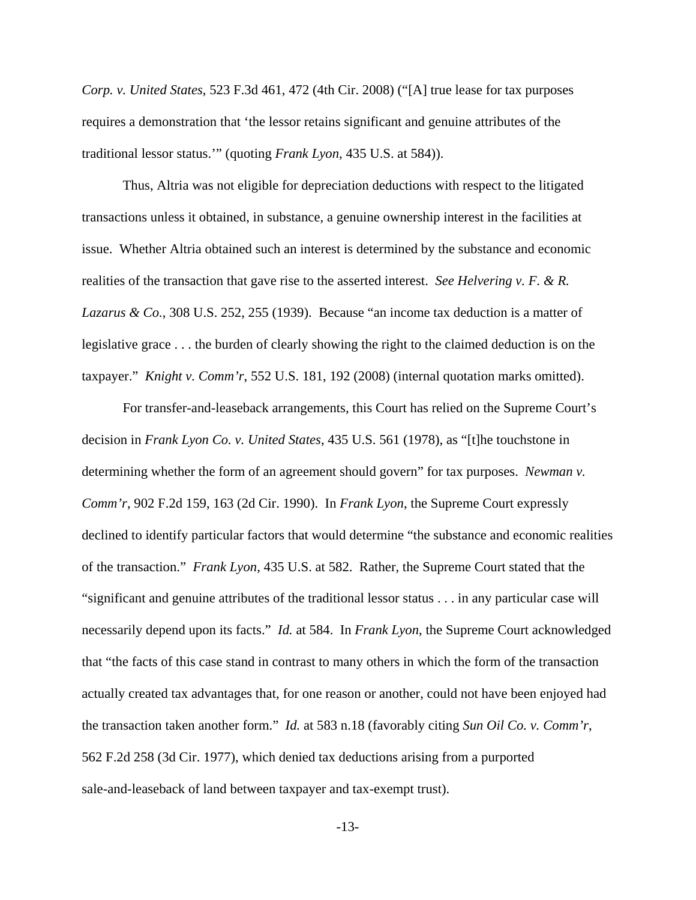*Corp. v. United States*, 523 F.3d 461, 472 (4th Cir. 2008) ("[A] true lease for tax purposes requires a demonstration that 'the lessor retains significant and genuine attributes of the traditional lessor status.'" (quoting *Frank Lyon*, 435 U.S. at 584)).

Thus, Altria was not eligible for depreciation deductions with respect to the litigated transactions unless it obtained, in substance, a genuine ownership interest in the facilities at issue. Whether Altria obtained such an interest is determined by the substance and economic realities of the transaction that gave rise to the asserted interest. *See Helvering v. F. & R. Lazarus & Co.*, 308 U.S. 252, 255 (1939). Because "an income tax deduction is a matter of legislative grace . . . the burden of clearly showing the right to the claimed deduction is on the taxpayer." *Knight v. Comm'r*, 552 U.S. 181, 192 (2008) (internal quotation marks omitted).

For transfer-and-leaseback arrangements, this Court has relied on the Supreme Court's decision in *Frank Lyon Co. v. United States*, 435 U.S. 561 (1978), as "[t]he touchstone in determining whether the form of an agreement should govern" for tax purposes. *Newman v. Comm'r*, 902 F.2d 159, 163 (2d Cir. 1990). In *Frank Lyon*, the Supreme Court expressly declined to identify particular factors that would determine "the substance and economic realities of the transaction." *Frank Lyon*, 435 U.S. at 582. Rather, the Supreme Court stated that the "significant and genuine attributes of the traditional lessor status . . . in any particular case will necessarily depend upon its facts." *Id.* at 584. In *Frank Lyon*, the Supreme Court acknowledged that "the facts of this case stand in contrast to many others in which the form of the transaction actually created tax advantages that, for one reason or another, could not have been enjoyed had the transaction taken another form." *Id.* at 583 n.18 (favorably citing *Sun Oil Co. v. Comm'r*, 562 F.2d 258 (3d Cir. 1977), which denied tax deductions arising from a purported sale-and-leaseback of land between taxpayer and tax-exempt trust).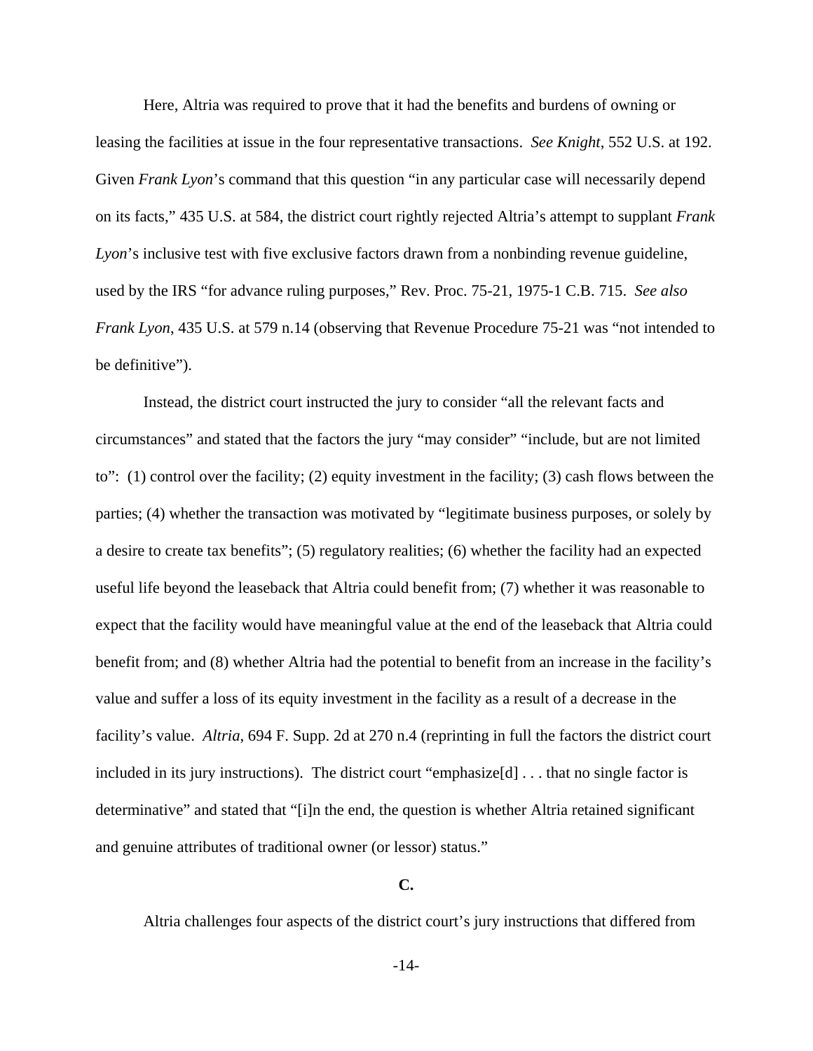Here, Altria was required to prove that it had the benefits and burdens of owning or leasing the facilities at issue in the four representative transactions. *See Knight*, 552 U.S. at 192. Given *Frank Lyon*'s command that this question "in any particular case will necessarily depend on its facts," 435 U.S. at 584, the district court rightly rejected Altria's attempt to supplant *Frank Lyon*'s inclusive test with five exclusive factors drawn from a nonbinding revenue guideline, used by the IRS "for advance ruling purposes," Rev. Proc. 75-21, 1975-1 C.B. 715. *See also Frank Lyon*, 435 U.S. at 579 n.14 (observing that Revenue Procedure 75-21 was "not intended to be definitive").

Instead, the district court instructed the jury to consider "all the relevant facts and circumstances" and stated that the factors the jury "may consider" "include, but are not limited to": (1) control over the facility; (2) equity investment in the facility; (3) cash flows between the parties; (4) whether the transaction was motivated by "legitimate business purposes, or solely by a desire to create tax benefits"; (5) regulatory realities; (6) whether the facility had an expected useful life beyond the leaseback that Altria could benefit from; (7) whether it was reasonable to expect that the facility would have meaningful value at the end of the leaseback that Altria could benefit from; and (8) whether Altria had the potential to benefit from an increase in the facility's value and suffer a loss of its equity investment in the facility as a result of a decrease in the facility's value. *Altria*, 694 F. Supp. 2d at 270 n.4 (reprinting in full the factors the district court included in its jury instructions). The district court "emphasize[d] . . . that no single factor is determinative" and stated that "[i]n the end, the question is whether Altria retained significant and genuine attributes of traditional owner (or lessor) status."

**C.**

Altria challenges four aspects of the district court's jury instructions that differed from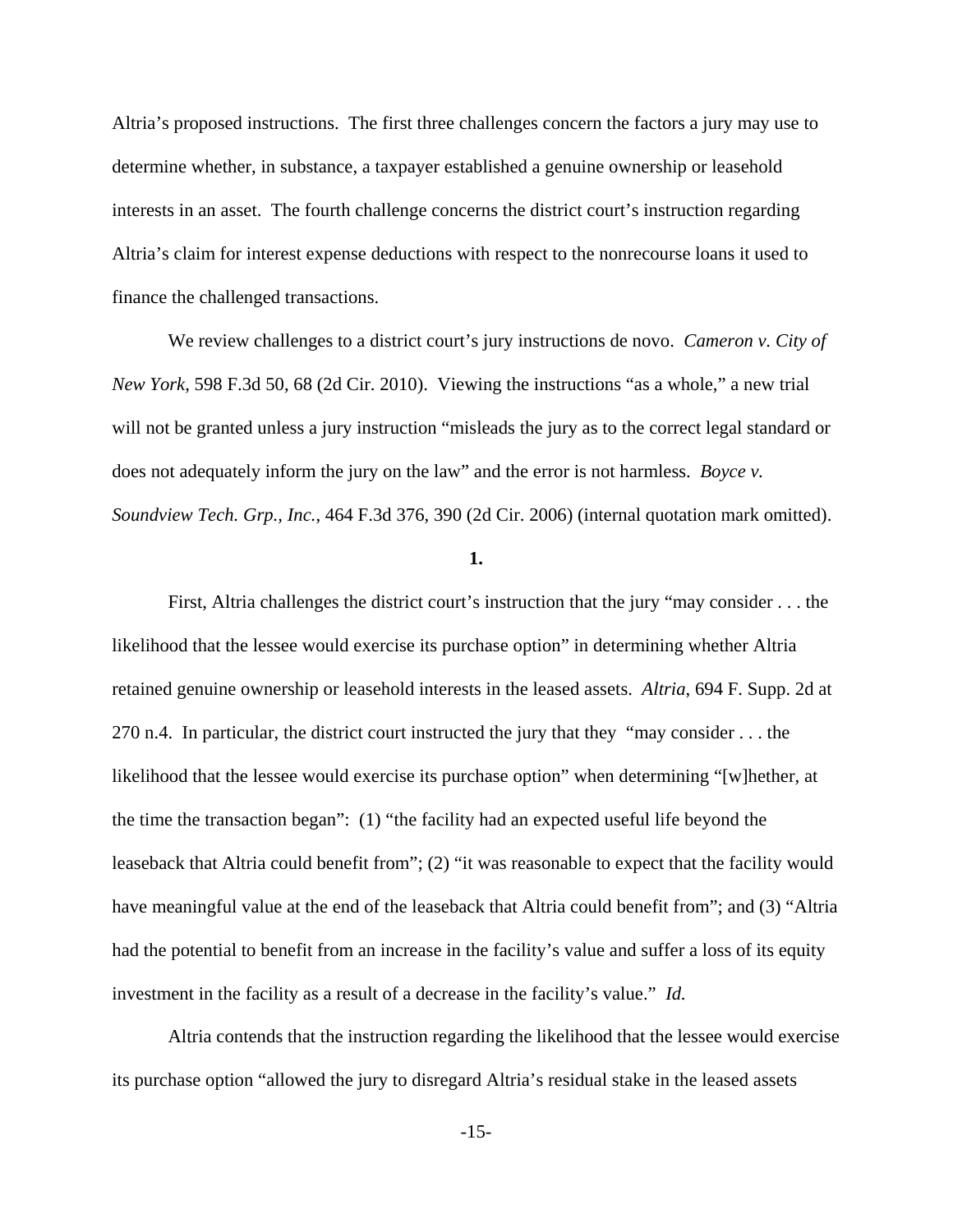Altria's proposed instructions. The first three challenges concern the factors a jury may use to determine whether, in substance, a taxpayer established a genuine ownership or leasehold interests in an asset. The fourth challenge concerns the district court's instruction regarding Altria's claim for interest expense deductions with respect to the nonrecourse loans it used to finance the challenged transactions.

We review challenges to a district court's jury instructions de novo. *Cameron v. City of New York*, 598 F.3d 50, 68 (2d Cir. 2010). Viewing the instructions "as a whole," a new trial will not be granted unless a jury instruction "misleads the jury as to the correct legal standard or does not adequately inform the jury on the law" and the error is not harmless. *Boyce v. Soundview Tech. Grp., Inc.*, 464 F.3d 376, 390 (2d Cir. 2006) (internal quotation mark omitted).

**1.**

First, Altria challenges the district court's instruction that the jury "may consider . . . the likelihood that the lessee would exercise its purchase option" in determining whether Altria retained genuine ownership or leasehold interests in the leased assets. *Altria*, 694 F. Supp. 2d at 270 n.4. In particular, the district court instructed the jury that they "may consider . . . the likelihood that the lessee would exercise its purchase option" when determining "[w]hether, at the time the transaction began": (1) "the facility had an expected useful life beyond the leaseback that Altria could benefit from"; (2) "it was reasonable to expect that the facility would have meaningful value at the end of the leaseback that Altria could benefit from"; and (3) "Altria had the potential to benefit from an increase in the facility's value and suffer a loss of its equity investment in the facility as a result of a decrease in the facility's value." *Id.*

Altria contends that the instruction regarding the likelihood that the lessee would exercise its purchase option "allowed the jury to disregard Altria's residual stake in the leased assets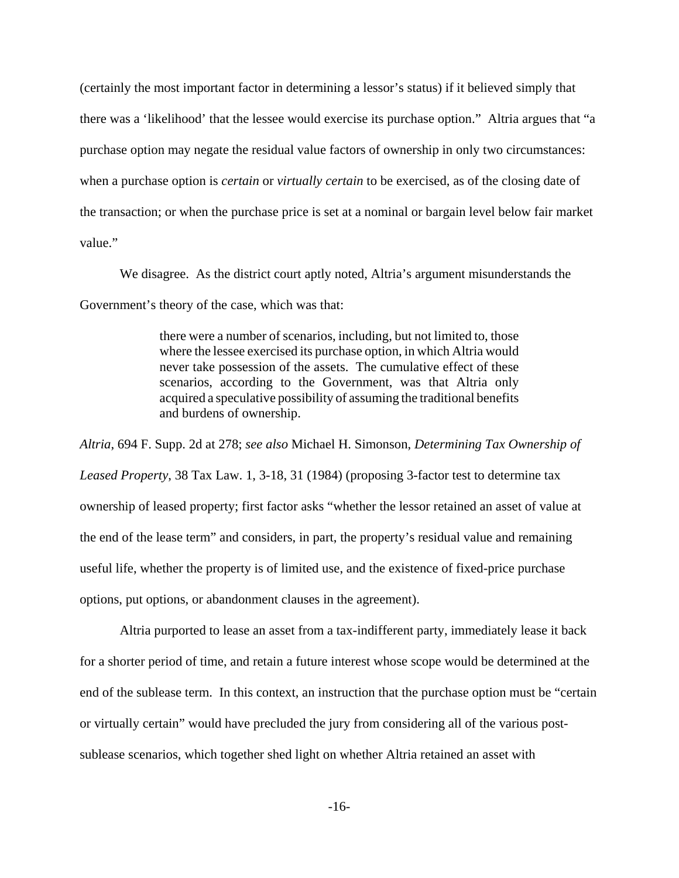(certainly the most important factor in determining a lessor's status) if it believed simply that there was a 'likelihood' that the lessee would exercise its purchase option." Altria argues that "a purchase option may negate the residual value factors of ownership in only two circumstances: when a purchase option is *certain* or *virtually certain* to be exercised, as of the closing date of the transaction; or when the purchase price is set at a nominal or bargain level below fair market value."

We disagree. As the district court aptly noted, Altria's argument misunderstands the Government's theory of the case, which was that:

> there were a number of scenarios, including, but not limited to, those where the lessee exercised its purchase option, in which Altria would never take possession of the assets. The cumulative effect of these scenarios, according to the Government, was that Altria only acquired a speculative possibility of assuming the traditional benefits and burdens of ownership.

*Altria*, 694 F. Supp. 2d at 278; *see also* Michael H. Simonson, *Determining Tax Ownership of Leased Property*, 38 Tax Law. 1, 3-18, 31 (1984) (proposing 3-factor test to determine tax ownership of leased property; first factor asks "whether the lessor retained an asset of value at the end of the lease term" and considers, in part, the property's residual value and remaining useful life, whether the property is of limited use, and the existence of fixed-price purchase options, put options, or abandonment clauses in the agreement).

Altria purported to lease an asset from a tax-indifferent party, immediately lease it back for a shorter period of time, and retain a future interest whose scope would be determined at the end of the sublease term. In this context, an instruction that the purchase option must be "certain or virtually certain" would have precluded the jury from considering all of the various post-sublease scenarios, which together shed light on whether Altria retained an asset with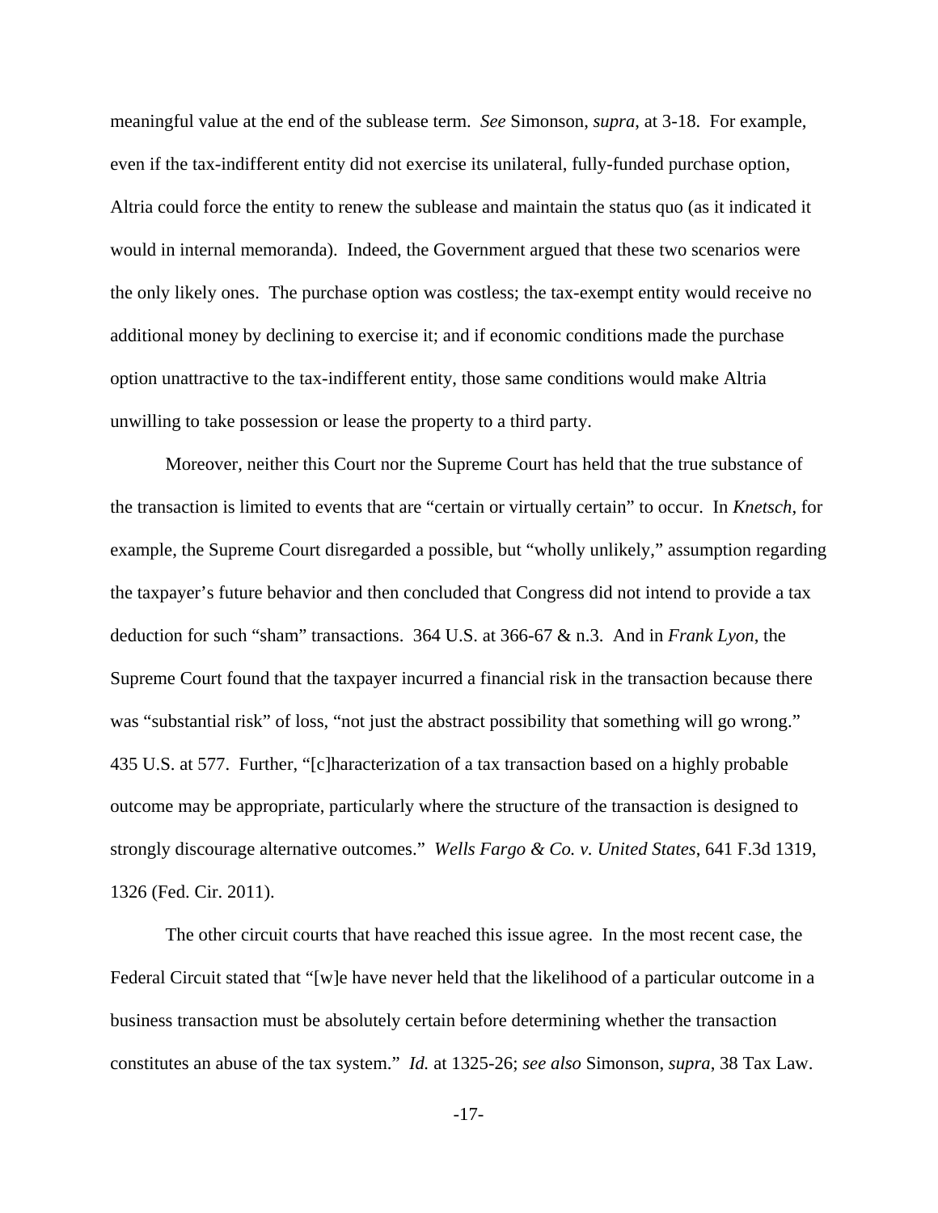meaningful value at the end of the sublease term. *See* Simonson, *supra*, at 3-18. For example, even if the tax-indifferent entity did not exercise its unilateral, fully-funded purchase option, Altria could force the entity to renew the sublease and maintain the status quo (as it indicated it would in internal memoranda). Indeed, the Government argued that these two scenarios were the only likely ones. The purchase option was costless; the tax-exempt entity would receive no additional money by declining to exercise it; and if economic conditions made the purchase option unattractive to the tax-indifferent entity, those same conditions would make Altria unwilling to take possession or lease the property to a third party.

Moreover, neither this Court nor the Supreme Court has held that the true substance of the transaction is limited to events that are "certain or virtually certain" to occur. In *Knetsch*, for example, the Supreme Court disregarded a possible, but "wholly unlikely," assumption regarding the taxpayer's future behavior and then concluded that Congress did not intend to provide a tax deduction for such "sham" transactions. 364 U.S. at 366-67 & n.3. And in *Frank Lyon*, the Supreme Court found that the taxpayer incurred a financial risk in the transaction because there was "substantial risk" of loss, "not just the abstract possibility that something will go wrong." 435 U.S. at 577. Further, "[c]haracterization of a tax transaction based on a highly probable outcome may be appropriate, particularly where the structure of the transaction is designed to strongly discourage alternative outcomes." *Wells Fargo & Co. v. United States*, 641 F.3d 1319, 1326 (Fed. Cir. 2011).

The other circuit courts that have reached this issue agree. In the most recent case, the Federal Circuit stated that "[w]e have never held that the likelihood of a particular outcome in a business transaction must be absolutely certain before determining whether the transaction constitutes an abuse of the tax system." *Id.* at 1325-26; *see also* Simonson, *supra*, 38 Tax Law.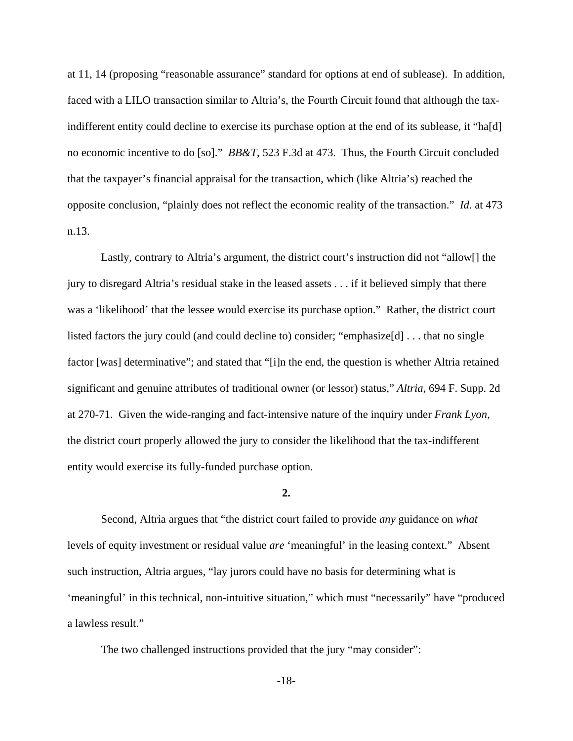at 11, 14 (proposing "reasonable assurance" standard for options at end of sublease). In addition, faced with a LILO transaction similar to Altria's, the Fourth Circuit found that although the tax-indifferent entity could decline to exercise its purchase option at the end of its sublease, it "ha[d] no economic incentive to do [so]." *BB&T*, 523 F.3d at 473. Thus, the Fourth Circuit concluded that the taxpayer's financial appraisal for the transaction, which (like Altria's) reached the opposite conclusion, "plainly does not reflect the economic reality of the transaction." *Id.* at 473 n.13.

Lastly, contrary to Altria's argument, the district court's instruction did not "allow[] the jury to disregard Altria's residual stake in the leased assets . . . if it believed simply that there was a 'likelihood' that the lessee would exercise its purchase option." Rather, the district court listed factors the jury could (and could decline to) consider; "emphasize[d] . . . that no single factor [was] determinative"; and stated that "[i]n the end, the question is whether Altria retained significant and genuine attributes of traditional owner (or lessor) status," *Altria*, 694 F. Supp. 2d at 270-71. Given the wide-ranging and fact-intensive nature of the inquiry under *Frank Lyon*, the district court properly allowed the jury to consider the likelihood that the tax-indifferent entity would exercise its fully-funded purchase option.

**2.**

Second, Altria argues that "the district court failed to provide *any* guidance on *what* levels of equity investment or residual value *are* 'meaningful' in the leasing context." Absent such instruction, Altria argues, "lay jurors could have no basis for determining what is 'meaningful' in this technical, non-intuitive situation," which must "necessarily" have "produced a lawless result."

The two challenged instructions provided that the jury "may consider":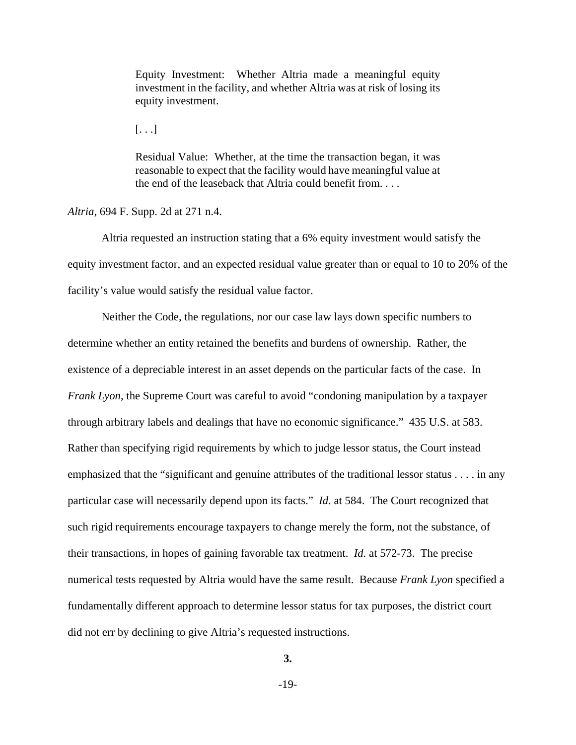> Equity Investment: Whether Altria made a meaningful equity investment in the facility, and whether Altria was at risk of losing its equity investment.
>
> [. . .]
>
> Residual Value: Whether, at the time the transaction began, it was reasonable to expect that the facility would have meaningful value at the end of the leaseback that Altria could benefit from. . . .

*Altria*, 694 F. Supp. 2d at 271 n.4.

Altria requested an instruction stating that a 6% equity investment would satisfy the equity investment factor, and an expected residual value greater than or equal to 10 to 20% of the facility's value would satisfy the residual value factor.

Neither the Code, the regulations, nor our case law lays down specific numbers to determine whether an entity retained the benefits and burdens of ownership. Rather, the existence of a depreciable interest in an asset depends on the particular facts of the case. In *Frank Lyon*, the Supreme Court was careful to avoid "condoning manipulation by a taxpayer through arbitrary labels and dealings that have no economic significance." 435 U.S. at 583. Rather than specifying rigid requirements by which to judge lessor status, the Court instead emphasized that the "significant and genuine attributes of the traditional lessor status . . . . in any particular case will necessarily depend upon its facts." *Id.* at 584. The Court recognized that such rigid requirements encourage taxpayers to change merely the form, not the substance, of their transactions, in hopes of gaining favorable tax treatment. *Id.* at 572-73. The precise numerical tests requested by Altria would have the same result. Because *Frank Lyon* specified a fundamentally different approach to determine lessor status for tax purposes, the district court did not err by declining to give Altria's requested instructions.

**3.**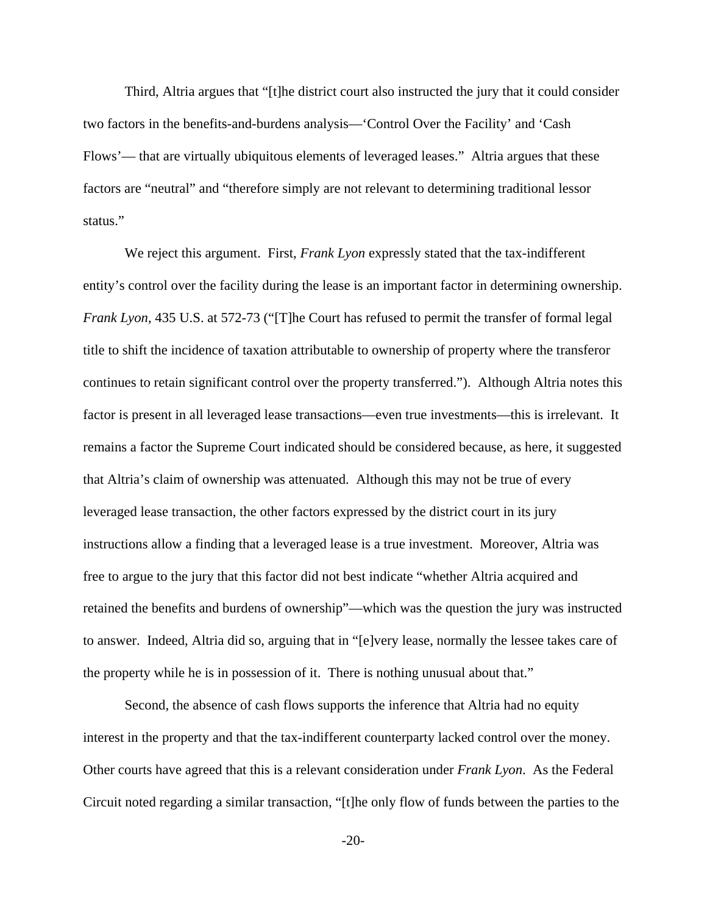Third, Altria argues that "[t]he district court also instructed the jury that it could consider two factors in the benefits-and-burdens analysis—'Control Over the Facility' and 'Cash Flows'— that are virtually ubiquitous elements of leveraged leases." Altria argues that these factors are "neutral" and "therefore simply are not relevant to determining traditional lessor status."

We reject this argument. First, *Frank Lyon* expressly stated that the tax-indifferent entity's control over the facility during the lease is an important factor in determining ownership. *Frank Lyon*, 435 U.S. at 572-73 ("[T]he Court has refused to permit the transfer of formal legal title to shift the incidence of taxation attributable to ownership of property where the transferor continues to retain significant control over the property transferred."). Although Altria notes this factor is present in all leveraged lease transactions—even true investments—this is irrelevant. It remains a factor the Supreme Court indicated should be considered because, as here, it suggested that Altria's claim of ownership was attenuated. Although this may not be true of every leveraged lease transaction, the other factors expressed by the district court in its jury instructions allow a finding that a leveraged lease is a true investment. Moreover, Altria was free to argue to the jury that this factor did not best indicate "whether Altria acquired and retained the benefits and burdens of ownership"—which was the question the jury was instructed to answer. Indeed, Altria did so, arguing that in "[e]very lease, normally the lessee takes care of the property while he is in possession of it. There is nothing unusual about that."

Second, the absence of cash flows supports the inference that Altria had no equity interest in the property and that the tax-indifferent counterparty lacked control over the money. Other courts have agreed that this is a relevant consideration under *Frank Lyon*. As the Federal Circuit noted regarding a similar transaction, "[t]he only flow of funds between the parties to the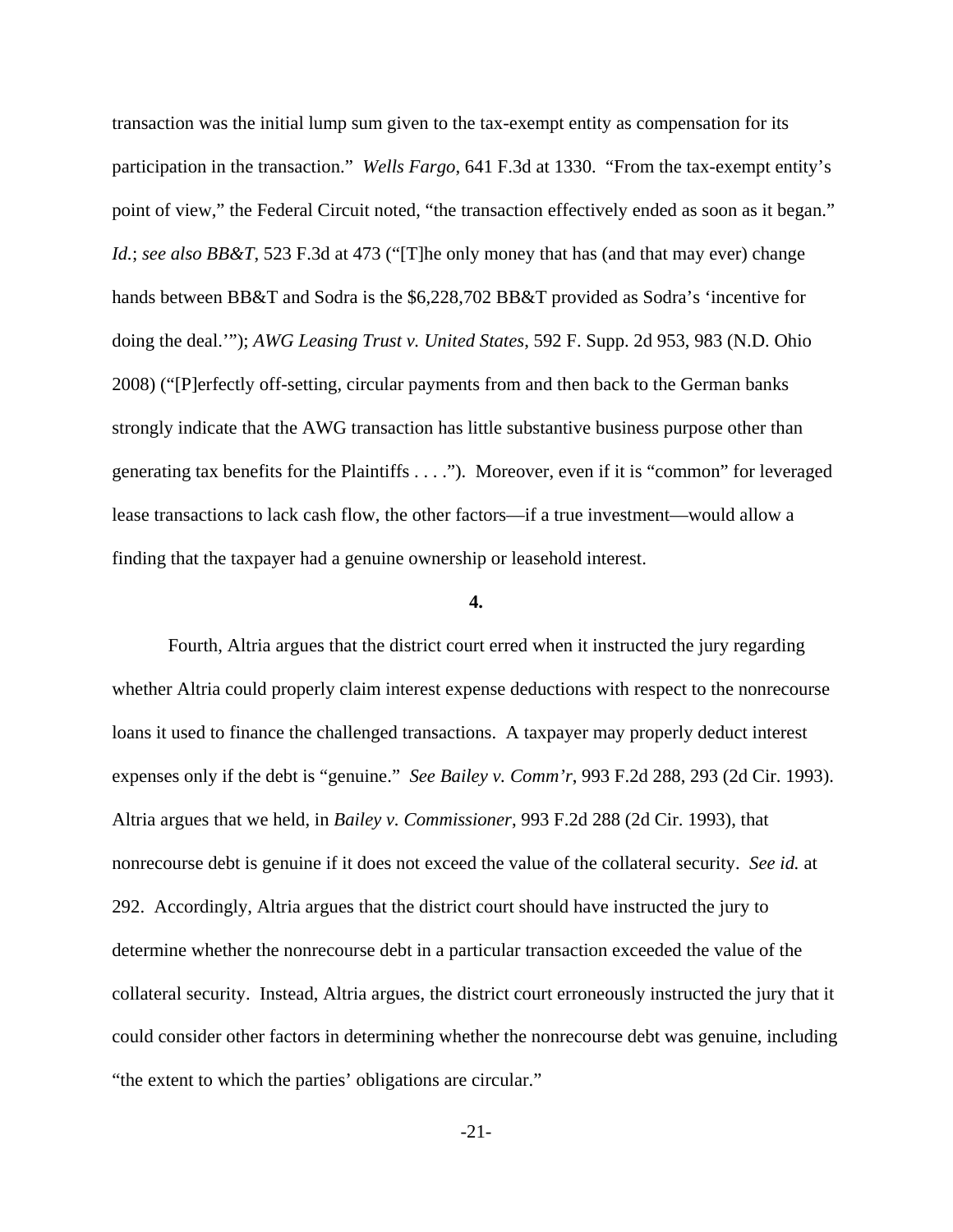transaction was the initial lump sum given to the tax-exempt entity as compensation for its participation in the transaction." *Wells Fargo*, 641 F.3d at 1330. "From the tax-exempt entity's point of view," the Federal Circuit noted, "the transaction effectively ended as soon as it began." *Id.*; *see also BB&T*, 523 F.3d at 473 ("[T]he only money that has (and that may ever) change hands between BB&T and Sodra is the $6,228,702 BB&T provided as Sodra's 'incentive for doing the deal.'"); *AWG Leasing Trust v. United States*, 592 F. Supp. 2d 953, 983 (N.D. Ohio 2008) ("[P]erfectly off-setting, circular payments from and then back to the German banks strongly indicate that the AWG transaction has little substantive business purpose other than generating tax benefits for the Plaintiffs . . . ."). Moreover, even if it is "common" for leveraged lease transactions to lack cash flow, the other factors—if a true investment—would allow a finding that the taxpayer had a genuine ownership or leasehold interest.

**4.**

Fourth, Altria argues that the district court erred when it instructed the jury regarding whether Altria could properly claim interest expense deductions with respect to the nonrecourse loans it used to finance the challenged transactions. A taxpayer may properly deduct interest expenses only if the debt is "genuine." *See Bailey v. Comm'r*, 993 F.2d 288, 293 (2d Cir. 1993). Altria argues that we held, in *Bailey v. Commissioner*, 993 F.2d 288 (2d Cir. 1993), that nonrecourse debt is genuine if it does not exceed the value of the collateral security. *See id.* at 292. Accordingly, Altria argues that the district court should have instructed the jury to determine whether the nonrecourse debt in a particular transaction exceeded the value of the collateral security. Instead, Altria argues, the district court erroneously instructed the jury that it could consider other factors in determining whether the nonrecourse debt was genuine, including "the extent to which the parties' obligations are circular."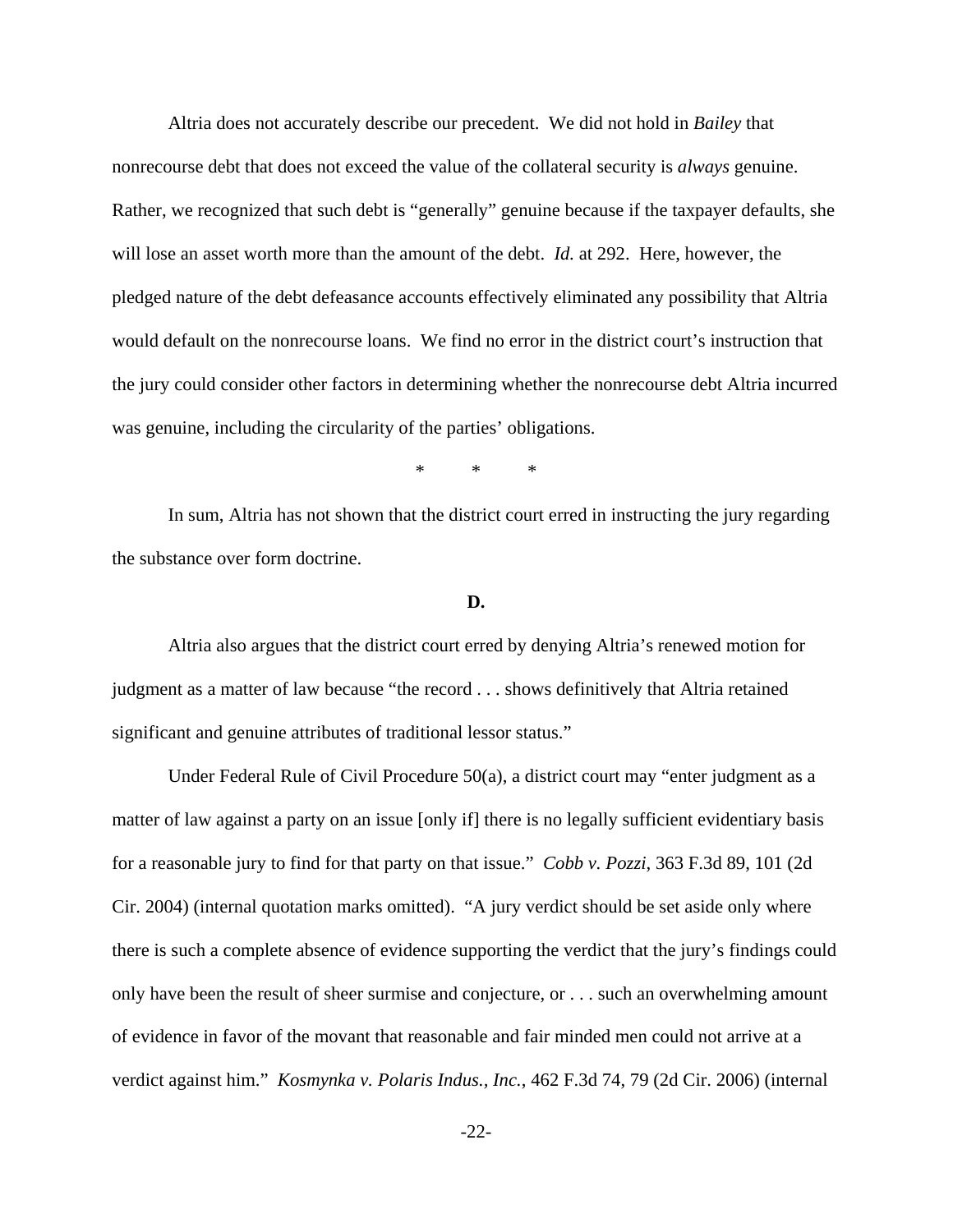Altria does not accurately describe our precedent. We did not hold in *Bailey* that nonrecourse debt that does not exceed the value of the collateral security is *always* genuine. Rather, we recognized that such debt is "generally" genuine because if the taxpayer defaults, she will lose an asset worth more than the amount of the debt. *Id.* at 292. Here, however, the pledged nature of the debt defeasance accounts effectively eliminated any possibility that Altria would default on the nonrecourse loans. We find no error in the district court's instruction that the jury could consider other factors in determining whether the nonrecourse debt Altria incurred was genuine, including the circularity of the parties' obligations.

\* \* \*

In sum, Altria has not shown that the district court erred in instructing the jury regarding the substance over form doctrine.

**D.**

Altria also argues that the district court erred by denying Altria's renewed motion for judgment as a matter of law because "the record . . . shows definitively that Altria retained significant and genuine attributes of traditional lessor status."

Under Federal Rule of Civil Procedure 50(a), a district court may "enter judgment as a matter of law against a party on an issue [only if] there is no legally sufficient evidentiary basis for a reasonable jury to find for that party on that issue." *Cobb v. Pozzi*, 363 F.3d 89, 101 (2d Cir. 2004) (internal quotation marks omitted). "A jury verdict should be set aside only where there is such a complete absence of evidence supporting the verdict that the jury's findings could only have been the result of sheer surmise and conjecture, or . . . such an overwhelming amount of evidence in favor of the movant that reasonable and fair minded men could not arrive at a verdict against him." *Kosmynka v. Polaris Indus., Inc.*, 462 F.3d 74, 79 (2d Cir. 2006) (internal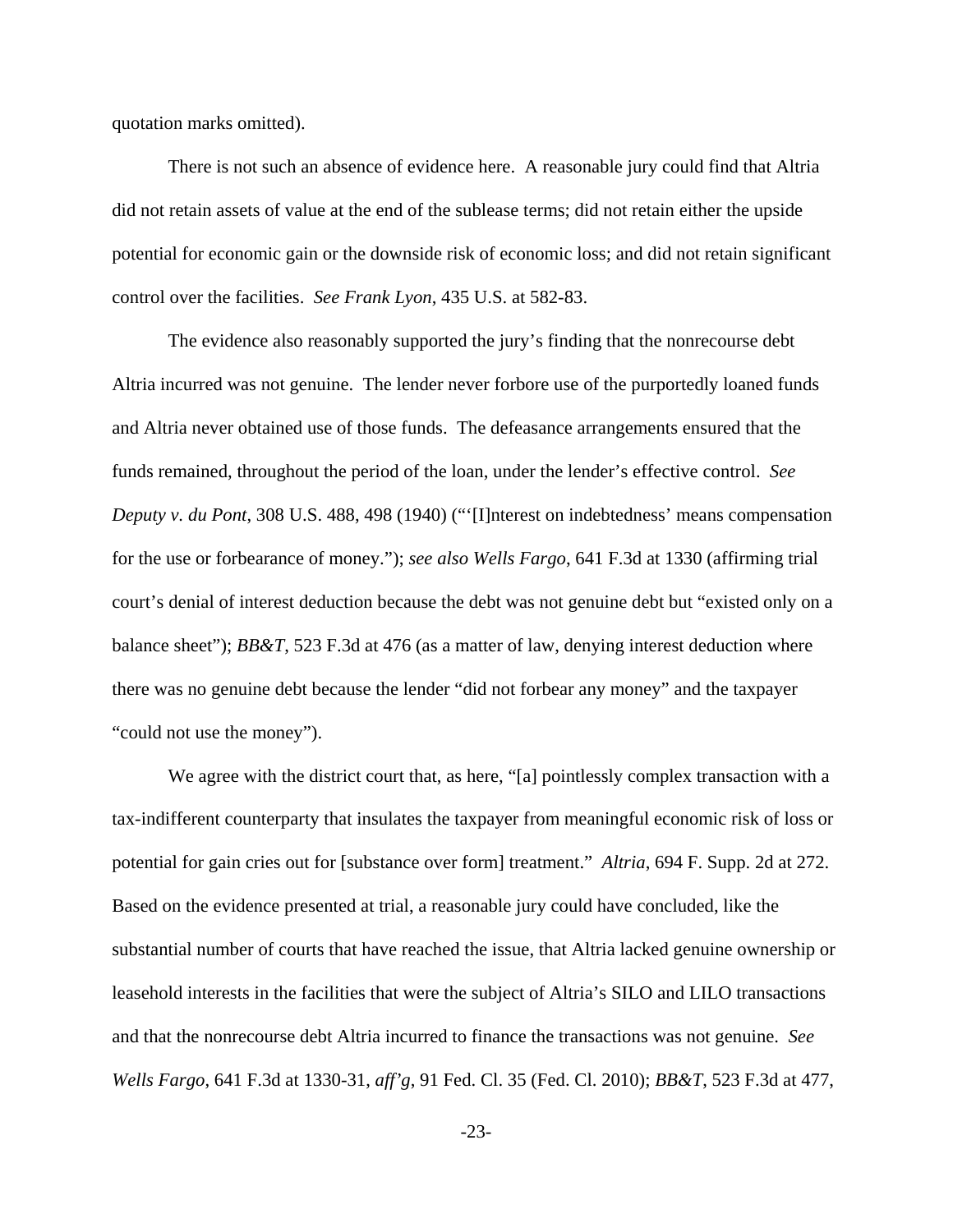quotation marks omitted).

There is not such an absence of evidence here. A reasonable jury could find that Altria did not retain assets of value at the end of the sublease terms; did not retain either the upside potential for economic gain or the downside risk of economic loss; and did not retain significant control over the facilities. *See Frank Lyon*, 435 U.S. at 582-83.

The evidence also reasonably supported the jury's finding that the nonrecourse debt Altria incurred was not genuine. The lender never forbore use of the purportedly loaned funds and Altria never obtained use of those funds. The defeasance arrangements ensured that the funds remained, throughout the period of the loan, under the lender's effective control. *See Deputy v. du Pont*, 308 U.S. 488, 498 (1940) ("'[I]nterest on indebtedness' means compensation for the use or forbearance of money."); *see also Wells Fargo*, 641 F.3d at 1330 (affirming trial court's denial of interest deduction because the debt was not genuine debt but "existed only on a balance sheet"); *BB&T*, 523 F.3d at 476 (as a matter of law, denying interest deduction where there was no genuine debt because the lender "did not forbear any money" and the taxpayer "could not use the money").

We agree with the district court that, as here, "[a] pointlessly complex transaction with a tax-indifferent counterparty that insulates the taxpayer from meaningful economic risk of loss or potential for gain cries out for [substance over form] treatment." *Altria*, 694 F. Supp. 2d at 272. Based on the evidence presented at trial, a reasonable jury could have concluded, like the substantial number of courts that have reached the issue, that Altria lacked genuine ownership or leasehold interests in the facilities that were the subject of Altria's SILO and LILO transactions and that the nonrecourse debt Altria incurred to finance the transactions was not genuine. *See Wells Fargo*, 641 F.3d at 1330-31, *aff'g*, 91 Fed. Cl. 35 (Fed. Cl. 2010); *BB&T*, 523 F.3d at 477,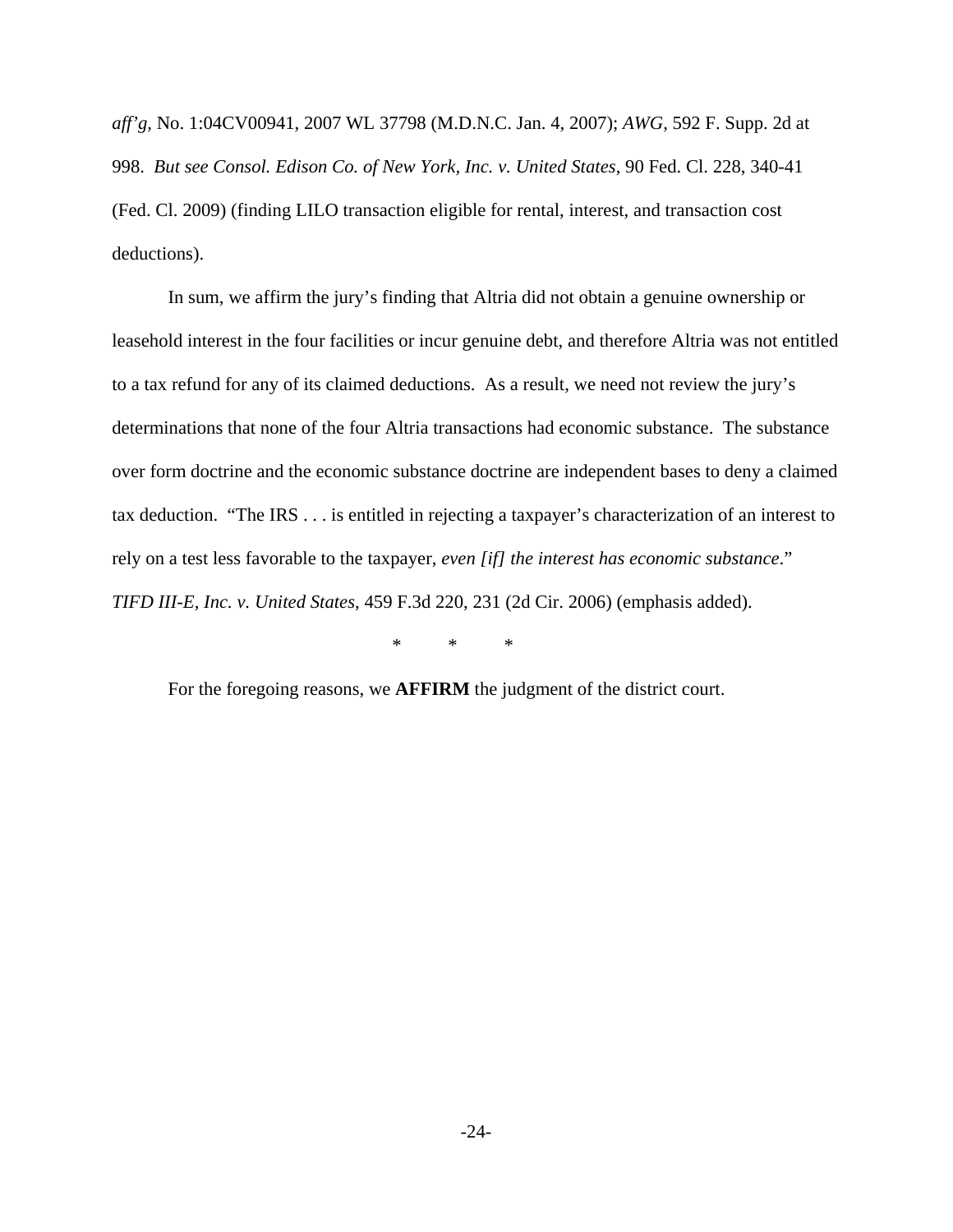*aff'g*, No. 1:04CV00941, 2007 WL 37798 (M.D.N.C. Jan. 4, 2007); *AWG*, 592 F. Supp. 2d at 998. *But see Consol. Edison Co. of New York, Inc. v. United States*, 90 Fed. Cl. 228, 340-41 (Fed. Cl. 2009) (finding LILO transaction eligible for rental, interest, and transaction cost deductions).

In sum, we affirm the jury's finding that Altria did not obtain a genuine ownership or leasehold interest in the four facilities or incur genuine debt, and therefore Altria was not entitled to a tax refund for any of its claimed deductions. As a result, we need not review the jury's determinations that none of the four Altria transactions had economic substance. The substance over form doctrine and the economic substance doctrine are independent bases to deny a claimed tax deduction. "The IRS . . . is entitled in rejecting a taxpayer's characterization of an interest to rely on a test less favorable to the taxpayer, *even [if] the interest has economic substance*." *TIFD III-E, Inc. v. United States*, 459 F.3d 220, 231 (2d Cir. 2006) (emphasis added).

\* \* \*

For the foregoing reasons, we **AFFIRM** the judgment of the district court.